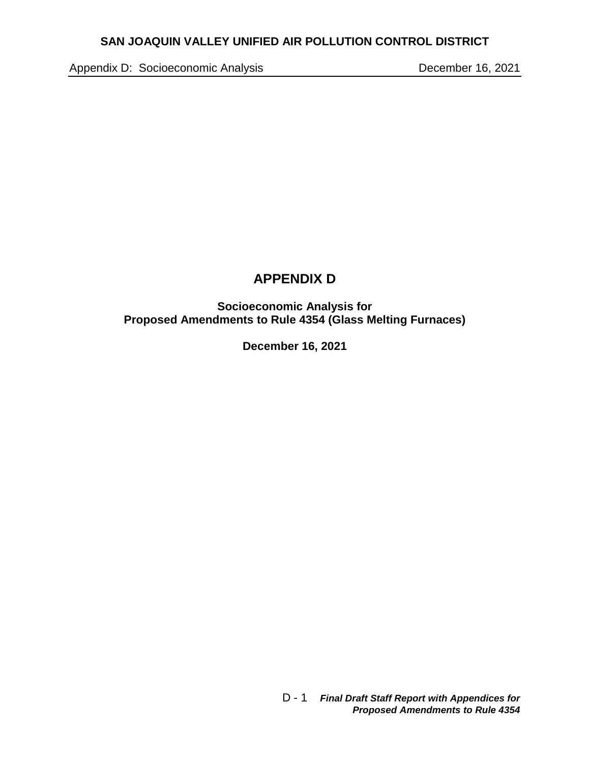# APPENDIX D

**Socioeconomic Analysis for**
**Proposed Amendments to Rule 4354 (Glass Melting Furnaces)**

**December 16, 2021**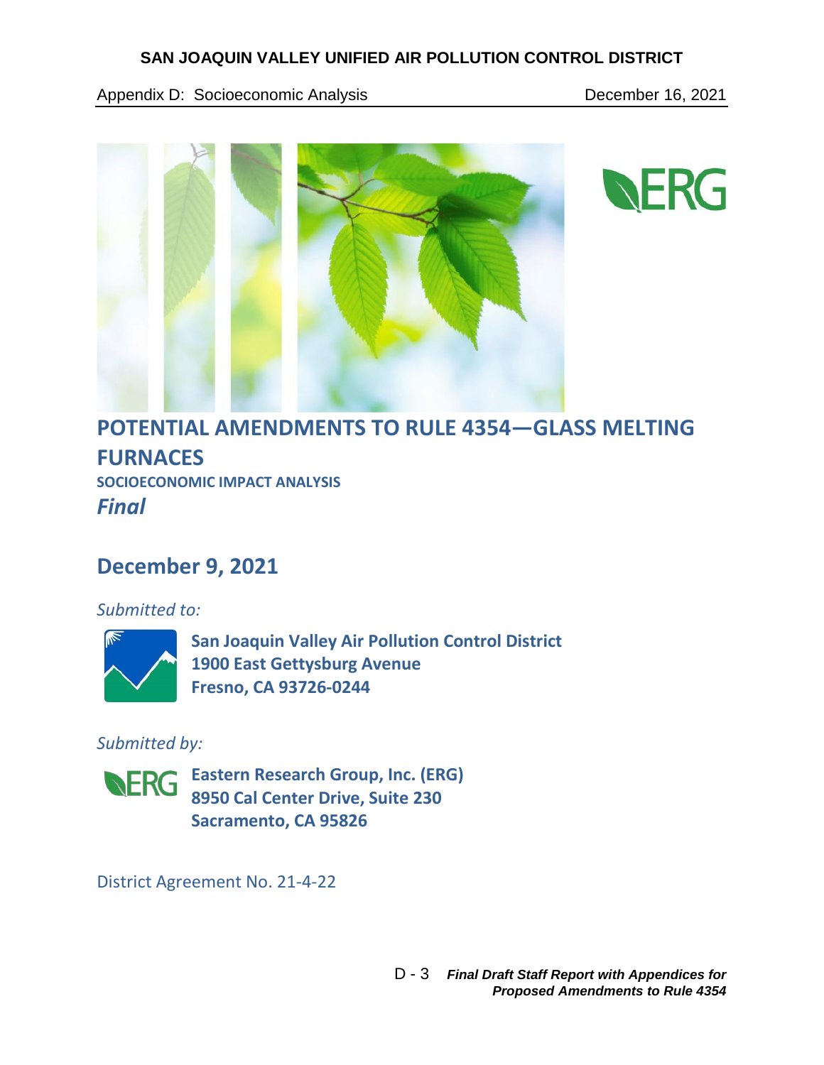# POTENTIAL AMENDMENTS TO RULE 4354—GLASS MELTING FURNACES

### SOCIOECONOMIC IMPACT ANALYSIS

***Final***

## December 9, 2021

*Submitted to:*

**San Joaquin Valley Air Pollution Control District**
**1900 East Gettysburg Avenue**
**Fresno, CA 93726-0244**

*Submitted by:*

**Eastern Research Group, Inc. (ERG)**
**8950 Cal Center Drive, Suite 230**
**Sacramento, CA 95826**

District Agreement No. 21-4-22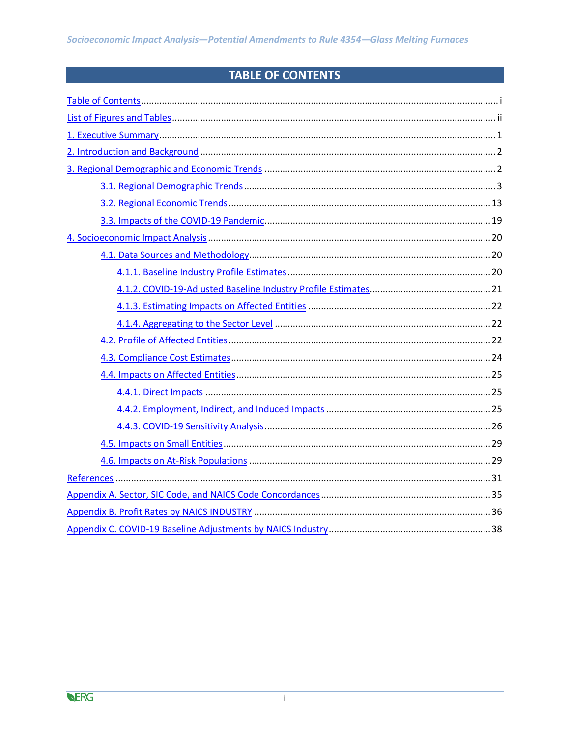# TABLE OF CONTENTS

Table of Contents ........................................................................................................................................ i

List of Figures and Tables ........................................................................................................................... ii

1. Executive Summary ................................................................................................................................. 1

2. Introduction and Background ................................................................................................................. 2

3. Regional Demographic and Economic Trends ......................................................................................... 2

- 3.1. Regional Demographic Trends ........................................................................................................ 3
- 3.2. Regional Economic Trends ............................................................................................................. 13
- 3.3. Impacts of the COVID-19 Pandemic ............................................................................................... 19

4. Socioeconomic Impact Analysis ............................................................................................................. 20

- 4.1. Data Sources and Methodology ..................................................................................................... 20
  - 4.1.1. Baseline Industry Profile Estimates ....................................................................................... 20
  - 4.1.2. COVID-19-Adjusted Baseline Industry Profile Estimates ....................................................... 21
  - 4.1.3. Estimating Impacts on Affected Entities .............................................................................. 22
  - 4.1.4. Aggregating to the Sector Level ............................................................................................ 22
- 4.2. Profile of Affected Entities ............................................................................................................. 22
- 4.3. Compliance Cost Estimates ............................................................................................................ 24
- 4.4. Impacts on Affected Entities .......................................................................................................... 25
  - 4.4.1. Direct Impacts ...................................................................................................................... 25
  - 4.4.2. Employment, Indirect, and Induced Impacts ........................................................................ 25
  - 4.4.3. COVID-19 Sensitivity Analysis ............................................................................................... 26
- 4.5. Impacts on Small Entities ............................................................................................................... 29
- 4.6. Impacts on At-Risk Populations ..................................................................................................... 29

References ................................................................................................................................................ 31

Appendix A. Sector, SIC Code, and NAICS Code Concordances ................................................................. 35

Appendix B. Profit Rates by NAICS INDUSTRY ........................................................................................... 36

Appendix C. COVID-19 Baseline Adjustments by NAICS Industry .............................................................. 38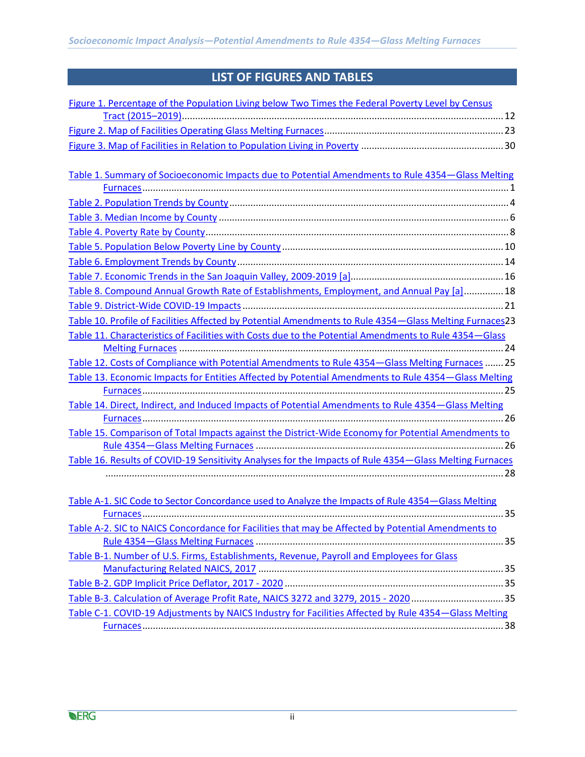# LIST OF FIGURES AND TABLES

Figure 1. Percentage of the Population Living below Two Times the Federal Poverty Level by Census Tract (2015–2019) ........ 12
Figure 2. Map of Facilities Operating Glass Melting Furnaces ........ 23
Figure 3. Map of Facilities in Relation to Population Living in Poverty ........ 30

Table 1. Summary of Socioeconomic Impacts due to Potential Amendments to Rule 4354—Glass Melting Furnaces ........ 1
Table 2. Population Trends by County ........ 4
Table 3. Median Income by County ........ 6
Table 4. Poverty Rate by County ........ 8
Table 5. Population Below Poverty Line by County ........ 10
Table 6. Employment Trends by County ........ 14
Table 7. Economic Trends in the San Joaquin Valley, 2009-2019 [a] ........ 16
Table 8. Compound Annual Growth Rate of Establishments, Employment, and Annual Pay [a] ........ 18
Table 9. District-Wide COVID-19 Impacts ........ 21
Table 10. Profile of Facilities Affected by Potential Amendments to Rule 4354—Glass Melting Furnaces ........ 23
Table 11. Characteristics of Facilities with Costs due to the Potential Amendments to Rule 4354—Glass Melting Furnaces ........ 24
Table 12. Costs of Compliance with Potential Amendments to Rule 4354—Glass Melting Furnaces ........ 25
Table 13. Economic Impacts for Entities Affected by Potential Amendments to Rule 4354—Glass Melting Furnaces ........ 25
Table 14. Direct, Indirect, and Induced Impacts of Potential Amendments to Rule 4354—Glass Melting Furnaces ........ 26
Table 15. Comparison of Total Impacts against the District-Wide Economy for Potential Amendments to Rule 4354—Glass Melting Furnaces ........ 26
Table 16. Results of COVID-19 Sensitivity Analyses for the Impacts of Rule 4354—Glass Melting Furnaces ........ 28

Table A-1. SIC Code to Sector Concordance used to Analyze the Impacts of Rule 4354—Glass Melting Furnaces ........ 35
Table A-2. SIC to NAICS Concordance for Facilities that may be Affected by Potential Amendments to Rule 4354—Glass Melting Furnaces ........ 35
Table B-1. Number of U.S. Firms, Establishments, Revenue, Payroll and Employees for Glass Manufacturing Related NAICS, 2017 ........ 35
Table B-2. GDP Implicit Price Deflator, 2017 - 2020 ........ 35
Table B-3. Calculation of Average Profit Rate, NAICS 3272 and 3279, 2015 - 2020 ........ 35
Table C-1. COVID-19 Adjustments by NAICS Industry for Facilities Affected by Rule 4354—Glass Melting Furnaces ........ 38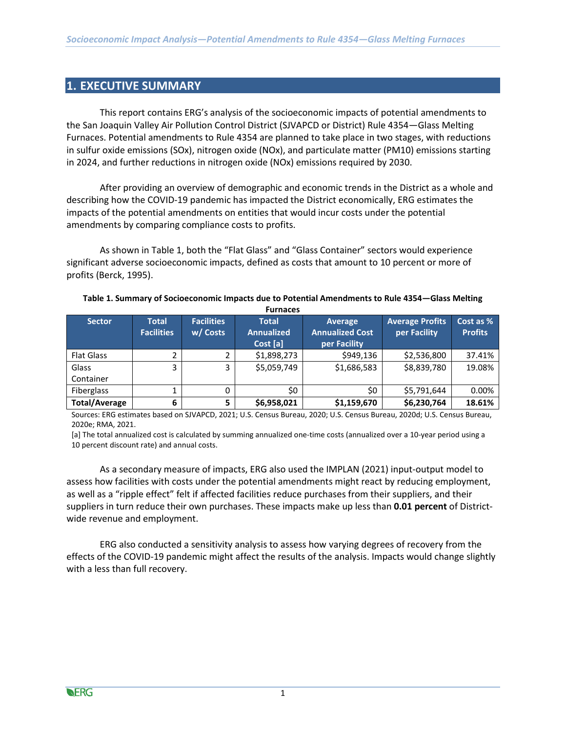# 1. EXECUTIVE SUMMARY

This report contains ERG's analysis of the socioeconomic impacts of potential amendments to the San Joaquin Valley Air Pollution Control District (SJVAPCD or District) Rule 4354—Glass Melting Furnaces. Potential amendments to Rule 4354 are planned to take place in two stages, with reductions in sulfur oxide emissions (SOx), nitrogen oxide (NOx), and particulate matter (PM10) emissions starting in 2024, and further reductions in nitrogen oxide (NOx) emissions required by 2030.

After providing an overview of demographic and economic trends in the District as a whole and describing how the COVID-19 pandemic has impacted the District economically, ERG estimates the impacts of the potential amendments on entities that would incur costs under the potential amendments by comparing compliance costs to profits.

As shown in Table 1, both the "Flat Glass" and "Glass Container" sectors would experience significant adverse socioeconomic impacts, defined as costs that amount to 10 percent or more of profits (Berck, 1995).

**Table 1. Summary of Socioeconomic Impacts due to Potential Amendments to Rule 4354—Glass Melting Furnaces**

| Sector | Total Facilities | Facilities w/ Costs | Total Annualized Cost [a] | Average Annualized Cost per Facility | Average Profits per Facility | Cost as % Profits |
|---|---|---|---|---|---|---|
| Flat Glass | 2 | 2 | $1,898,273 | $949,136 | $2,536,800 | 37.41% |
| Glass Container | 3 | 3 | $5,059,749 | $1,686,583 | $8,839,780 | 19.08% |
| Fiberglass | 1 | 0 | $0 | $0 | $5,791,644 | 0.00% |
| **Total/Average** | **6** | **5** | **$6,958,021** | **$1,159,670** | **$6,230,764** | **18.61%** |

Sources: ERG estimates based on SJVAPCD, 2021; U.S. Census Bureau, 2020; U.S. Census Bureau, 2020d; U.S. Census Bureau, 2020e; RMA, 2021.

[a] The total annualized cost is calculated by summing annualized one-time costs (annualized over a 10-year period using a 10 percent discount rate) and annual costs.

As a secondary measure of impacts, ERG also used the IMPLAN (2021) input-output model to assess how facilities with costs under the potential amendments might react by reducing employment, as well as a "ripple effect" felt if affected facilities reduce purchases from their suppliers, and their suppliers in turn reduce their own purchases. These impacts make up less than **0.01 percent** of District-wide revenue and employment.

ERG also conducted a sensitivity analysis to assess how varying degrees of recovery from the effects of the COVID-19 pandemic might affect the results of the analysis. Impacts would change slightly with a less than full recovery.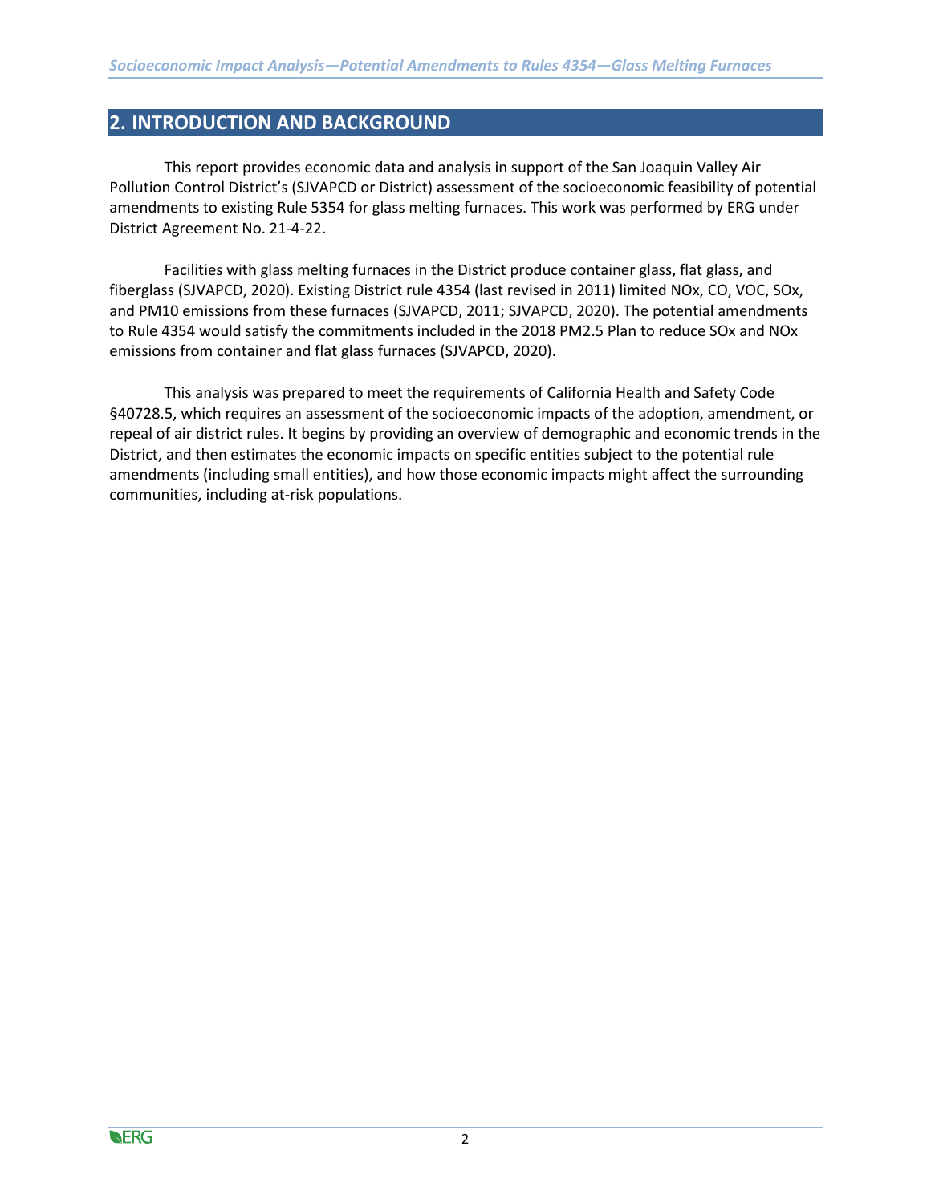## 2. INTRODUCTION AND BACKGROUND

This report provides economic data and analysis in support of the San Joaquin Valley Air Pollution Control District's (SJVAPCD or District) assessment of the socioeconomic feasibility of potential amendments to existing Rule 5354 for glass melting furnaces. This work was performed by ERG under District Agreement No. 21-4-22.

Facilities with glass melting furnaces in the District produce container glass, flat glass, and fiberglass (SJVAPCD, 2020). Existing District rule 4354 (last revised in 2011) limited NOx, CO, VOC, SOx, and PM10 emissions from these furnaces (SJVAPCD, 2011; SJVAPCD, 2020). The potential amendments to Rule 4354 would satisfy the commitments included in the 2018 PM2.5 Plan to reduce SOx and NOx emissions from container and flat glass furnaces (SJVAPCD, 2020).

This analysis was prepared to meet the requirements of California Health and Safety Code §40728.5, which requires an assessment of the socioeconomic impacts of the adoption, amendment, or repeal of air district rules. It begins by providing an overview of demographic and economic trends in the District, and then estimates the economic impacts on specific entities subject to the potential rule amendments (including small entities), and how those economic impacts might affect the surrounding communities, including at-risk populations.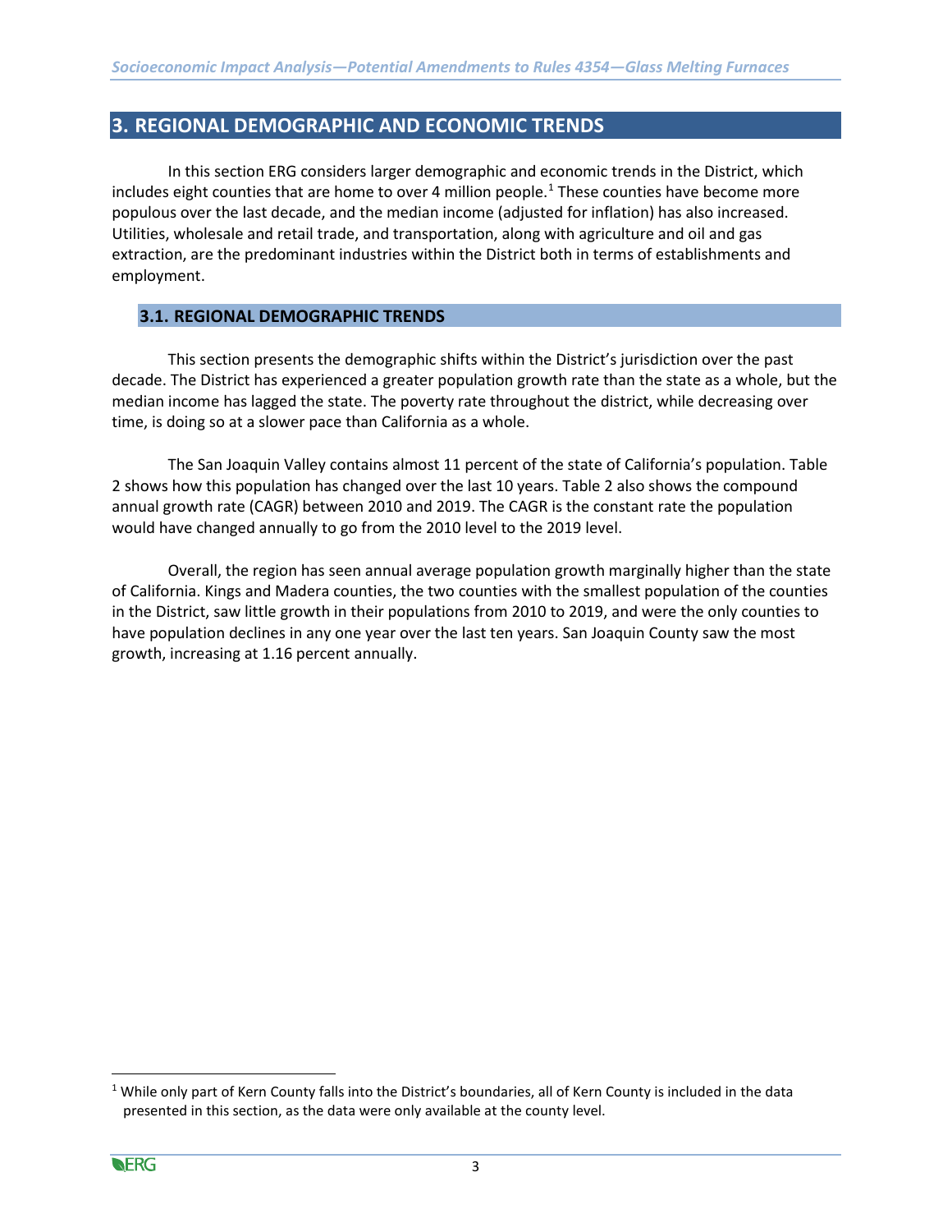## 3. REGIONAL DEMOGRAPHIC AND ECONOMIC TRENDS

In this section ERG considers larger demographic and economic trends in the District, which includes eight counties that are home to over 4 million people.[1] These counties have become more populous over the last decade, and the median income (adjusted for inflation) has also increased. Utilities, wholesale and retail trade, and transportation, along with agriculture and oil and gas extraction, are the predominant industries within the District both in terms of establishments and employment.

### 3.1. REGIONAL DEMOGRAPHIC TRENDS

This section presents the demographic shifts within the District's jurisdiction over the past decade. The District has experienced a greater population growth rate than the state as a whole, but the median income has lagged the state. The poverty rate throughout the district, while decreasing over time, is doing so at a slower pace than California as a whole.

The San Joaquin Valley contains almost 11 percent of the state of California's population. Table 2 shows how this population has changed over the last 10 years. Table 2 also shows the compound annual growth rate (CAGR) between 2010 and 2019. The CAGR is the constant rate the population would have changed annually to go from the 2010 level to the 2019 level.

Overall, the region has seen annual average population growth marginally higher than the state of California. Kings and Madera counties, the two counties with the smallest population of the counties in the District, saw little growth in their populations from 2010 to 2019, and were the only counties to have population declines in any one year over the last ten years. San Joaquin County saw the most growth, increasing at 1.16 percent annually.

[1] While only part of Kern County falls into the District's boundaries, all of Kern County is included in the data presented in this section, as the data were only available at the county level.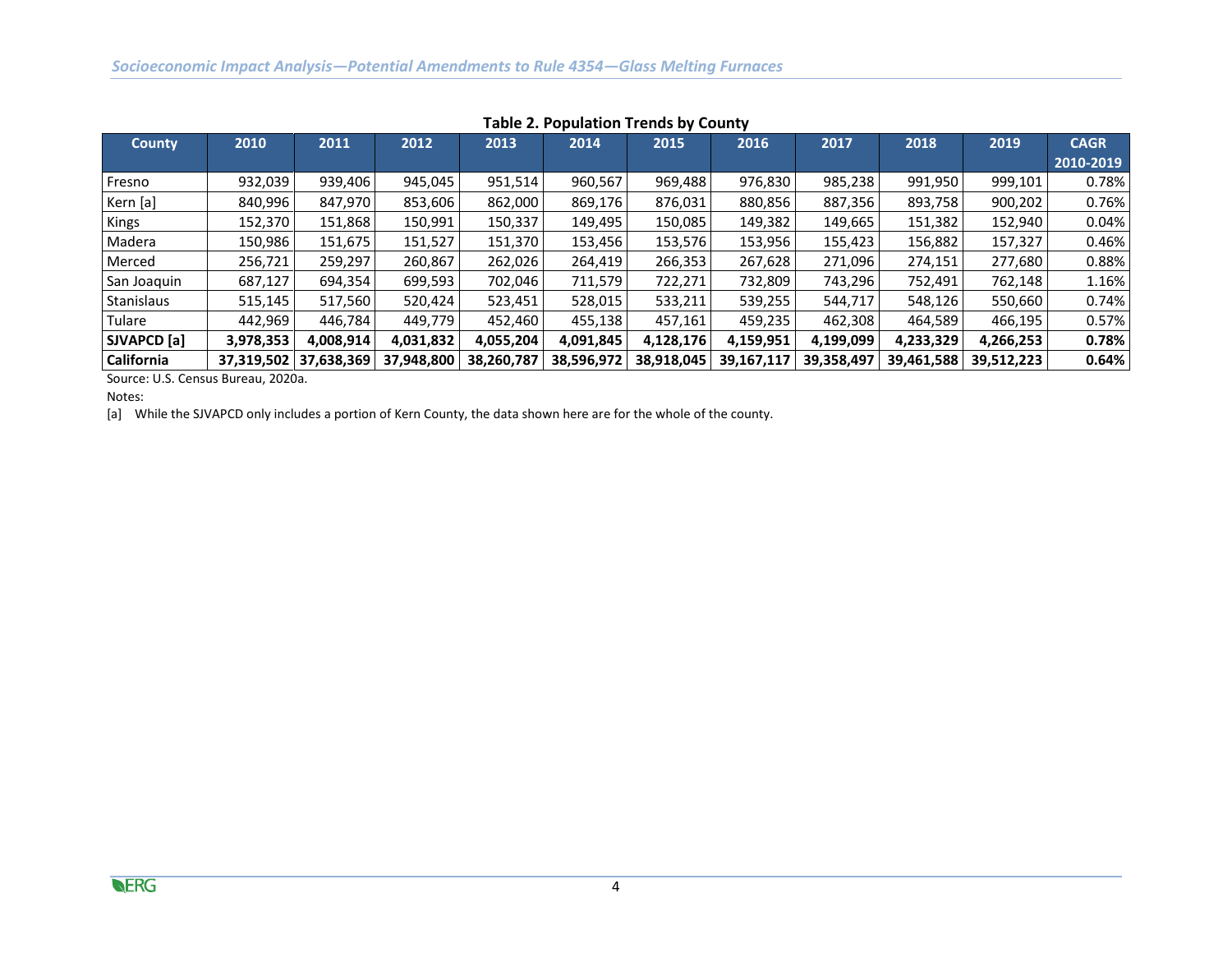**Table 2. Population Trends by County**

| County | 2010 | 2011 | 2012 | 2013 | 2014 | 2015 | 2016 | 2017 | 2018 | 2019 | CAGR 2010-2019 |
|---|---|---|---|---|---|---|---|---|---|---|---|
| Fresno | 932,039 | 939,406 | 945,045 | 951,514 | 960,567 | 969,488 | 976,830 | 985,238 | 991,950 | 999,101 | 0.78% |
| Kern [a] | 840,996 | 847,970 | 853,606 | 862,000 | 869,176 | 876,031 | 880,856 | 887,356 | 893,758 | 900,202 | 0.76% |
| Kings | 152,370 | 151,868 | 150,991 | 150,337 | 149,495 | 150,085 | 149,382 | 149,665 | 151,382 | 152,940 | 0.04% |
| Madera | 150,986 | 151,675 | 151,527 | 151,370 | 153,456 | 153,576 | 153,956 | 155,423 | 156,882 | 157,327 | 0.46% |
| Merced | 256,721 | 259,297 | 260,867 | 262,026 | 264,419 | 266,353 | 267,628 | 271,096 | 274,151 | 277,680 | 0.88% |
| San Joaquin | 687,127 | 694,354 | 699,593 | 702,046 | 711,579 | 722,271 | 732,809 | 743,296 | 752,491 | 762,148 | 1.16% |
| Stanislaus | 515,145 | 517,560 | 520,424 | 523,451 | 528,015 | 533,211 | 539,255 | 544,717 | 548,126 | 550,660 | 0.74% |
| Tulare | 442,969 | 446,784 | 449,779 | 452,460 | 455,138 | 457,161 | 459,235 | 462,308 | 464,589 | 466,195 | 0.57% |
| **SJVAPCD [a]** | **3,978,353** | **4,008,914** | **4,031,832** | **4,055,204** | **4,091,845** | **4,128,176** | **4,159,951** | **4,199,099** | **4,233,329** | **4,266,253** | **0.78%** |
| **California** | **37,319,502** | **37,638,369** | **37,948,800** | **38,260,787** | **38,596,972** | **38,918,045** | **39,167,117** | **39,358,497** | **39,461,588** | **39,512,223** | **0.64%** |

Source: U.S. Census Bureau, 2020a.

Notes:

[a] While the SJVAPCD only includes a portion of Kern County, the data shown here are for the whole of the county.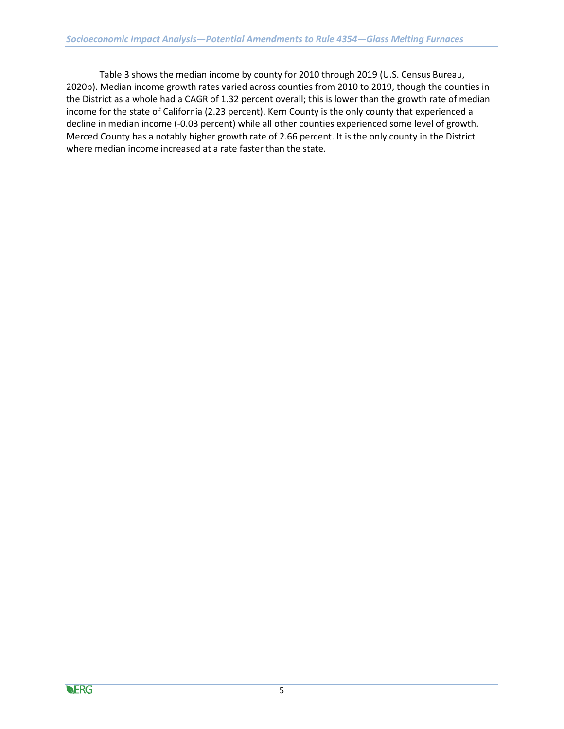Table 3 shows the median income by county for 2010 through 2019 (U.S. Census Bureau, 2020b). Median income growth rates varied across counties from 2010 to 2019, though the counties in the District as a whole had a CAGR of 1.32 percent overall; this is lower than the growth rate of median income for the state of California (2.23 percent). Kern County is the only county that experienced a decline in median income (-0.03 percent) while all other counties experienced some level of growth. Merced County has a notably higher growth rate of 2.66 percent. It is the only county in the District where median income increased at a rate faster than the state.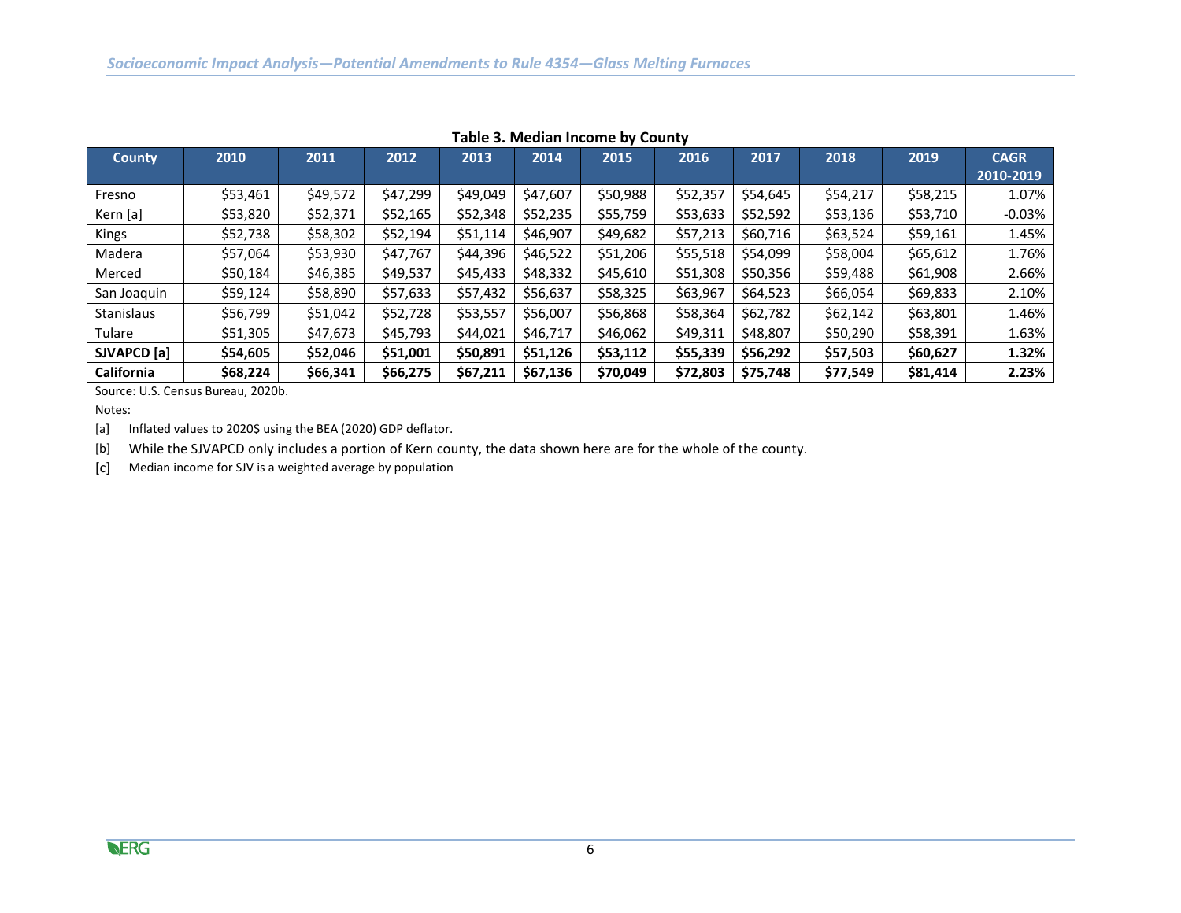**Table 3. Median Income by County**

| County | 2010 | 2011 | 2012 | 2013 | 2014 | 2015 | 2016 | 2017 | 2018 | 2019 | CAGR 2010-2019 |
|---|---|---|---|---|---|---|---|---|---|---|---|
| Fresno | $53,461 | $49,572 | $47,299 | $49,049 | $47,607 | $50,988 | $52,357 | $54,645 | $54,217 | $58,215 | 1.07% |
| Kern [a] | $53,820 | $52,371 | $52,165 | $52,348 | $52,235 | $55,759 | $53,633 | $52,592 | $53,136 | $53,710 | -0.03% |
| Kings | $52,738 | $58,302 | $52,194 | $51,114 | $46,907 | $49,682 | $57,213 | $60,716 | $63,524 | $59,161 | 1.45% |
| Madera | $57,064 | $53,930 | $47,767 | $44,396 | $46,522 | $51,206 | $55,518 | $54,099 | $58,004 | $65,612 | 1.76% |
| Merced | $50,184 | $46,385 | $49,537 | $45,433 | $48,332 | $45,610 | $51,308 | $50,356 | $59,488 | $61,908 | 2.66% |
| San Joaquin | $59,124 | $58,890 | $57,633 | $57,432 | $56,637 | $58,325 | $63,967 | $64,523 | $66,054 | $69,833 | 2.10% |
| Stanislaus | $56,799 | $51,042 | $52,728 | $53,557 | $56,007 | $56,868 | $58,364 | $62,782 | $62,142 | $63,801 | 1.46% |
| Tulare | $51,305 | $47,673 | $45,793 | $44,021 | $46,717 | $46,062 | $49,311 | $48,807 | $50,290 | $58,391 | 1.63% |
| **SJVAPCD [a]** | **$54,605** | **$52,046** | **$51,001** | **$50,891** | **$51,126** | **$53,112** | **$55,339** | **$56,292** | **$57,503** | **$60,627** | **1.32%** |
| **California** | **$68,224** | **$66,341** | **$66,275** | **$67,211** | **$67,136** | **$70,049** | **$72,803** | **$75,748** | **$77,549** | **$81,414** | **2.23%** |

Source: U.S. Census Bureau, 2020b.

Notes:

[a] Inflated values to 2020$ using the BEA (2020) GDP deflator.

[b] While the SJVAPCD only includes a portion of Kern county, the data shown here are for the whole of the county.

[c] Median income for SJV is a weighted average by population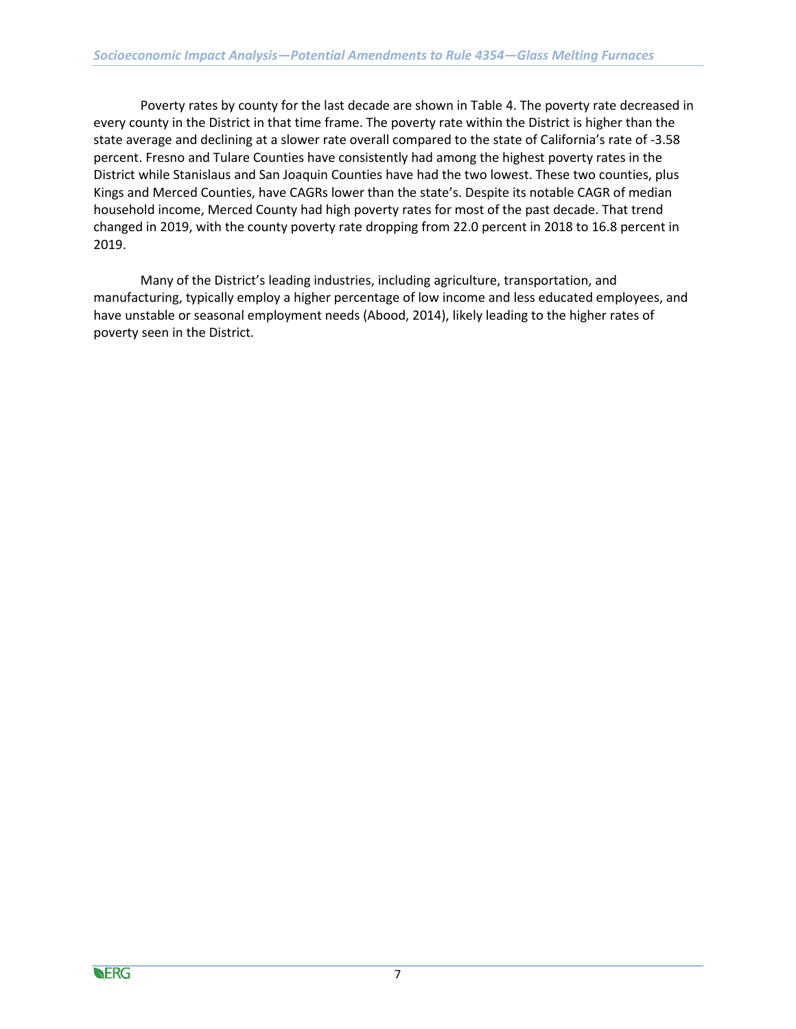Poverty rates by county for the last decade are shown in Table 4. The poverty rate decreased in every county in the District in that time frame. The poverty rate within the District is higher than the state average and declining at a slower rate overall compared to the state of California's rate of -3.58 percent. Fresno and Tulare Counties have consistently had among the highest poverty rates in the District while Stanislaus and San Joaquin Counties have had the two lowest. These two counties, plus Kings and Merced Counties, have CAGRs lower than the state's. Despite its notable CAGR of median household income, Merced County had high poverty rates for most of the past decade. That trend changed in 2019, with the county poverty rate dropping from 22.0 percent in 2018 to 16.8 percent in 2019.

Many of the District's leading industries, including agriculture, transportation, and manufacturing, typically employ a higher percentage of low income and less educated employees, and have unstable or seasonal employment needs (Abood, 2014), likely leading to the higher rates of poverty seen in the District.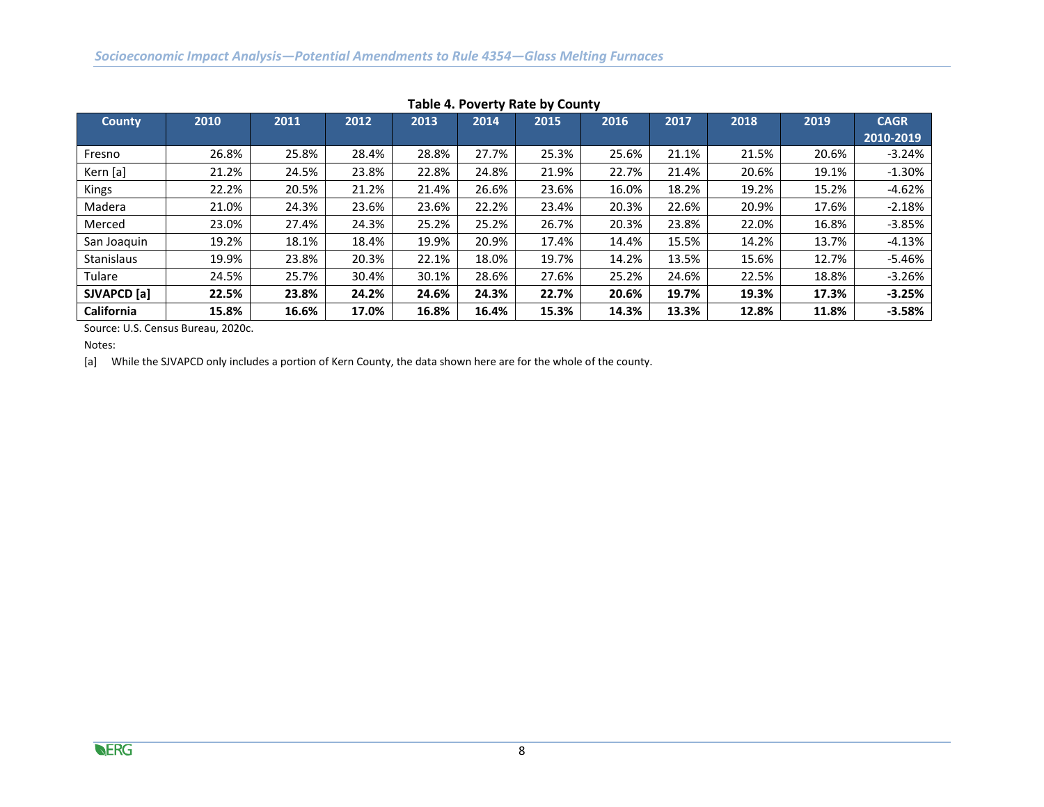**Table 4. Poverty Rate by County**

| County | 2010 | 2011 | 2012 | 2013 | 2014 | 2015 | 2016 | 2017 | 2018 | 2019 | CAGR 2010-2019 |
|---|---|---|---|---|---|---|---|---|---|---|---|
| Fresno | 26.8% | 25.8% | 28.4% | 28.8% | 27.7% | 25.3% | 25.6% | 21.1% | 21.5% | 20.6% | -3.24% |
| Kern [a] | 21.2% | 24.5% | 23.8% | 22.8% | 24.8% | 21.9% | 22.7% | 21.4% | 20.6% | 19.1% | -1.30% |
| Kings | 22.2% | 20.5% | 21.2% | 21.4% | 26.6% | 23.6% | 16.0% | 18.2% | 19.2% | 15.2% | -4.62% |
| Madera | 21.0% | 24.3% | 23.6% | 23.6% | 22.2% | 23.4% | 20.3% | 22.6% | 20.9% | 17.6% | -2.18% |
| Merced | 23.0% | 27.4% | 24.3% | 25.2% | 25.2% | 26.7% | 20.3% | 23.8% | 22.0% | 16.8% | -3.85% |
| San Joaquin | 19.2% | 18.1% | 18.4% | 19.9% | 20.9% | 17.4% | 14.4% | 15.5% | 14.2% | 13.7% | -4.13% |
| Stanislaus | 19.9% | 23.8% | 20.3% | 22.1% | 18.0% | 19.7% | 14.2% | 13.5% | 15.6% | 12.7% | -5.46% |
| Tulare | 24.5% | 25.7% | 30.4% | 30.1% | 28.6% | 27.6% | 25.2% | 24.6% | 22.5% | 18.8% | -3.26% |
| **SJVAPCD [a]** | **22.5%** | **23.8%** | **24.2%** | **24.6%** | **24.3%** | **22.7%** | **20.6%** | **19.7%** | **19.3%** | **17.3%** | **-3.25%** |
| **California** | **15.8%** | **16.6%** | **17.0%** | **16.8%** | **16.4%** | **15.3%** | **14.3%** | **13.3%** | **12.8%** | **11.8%** | **-3.58%** |

Source: U.S. Census Bureau, 2020c.

Notes:

[a] While the SJVAPCD only includes a portion of Kern County, the data shown here are for the whole of the county.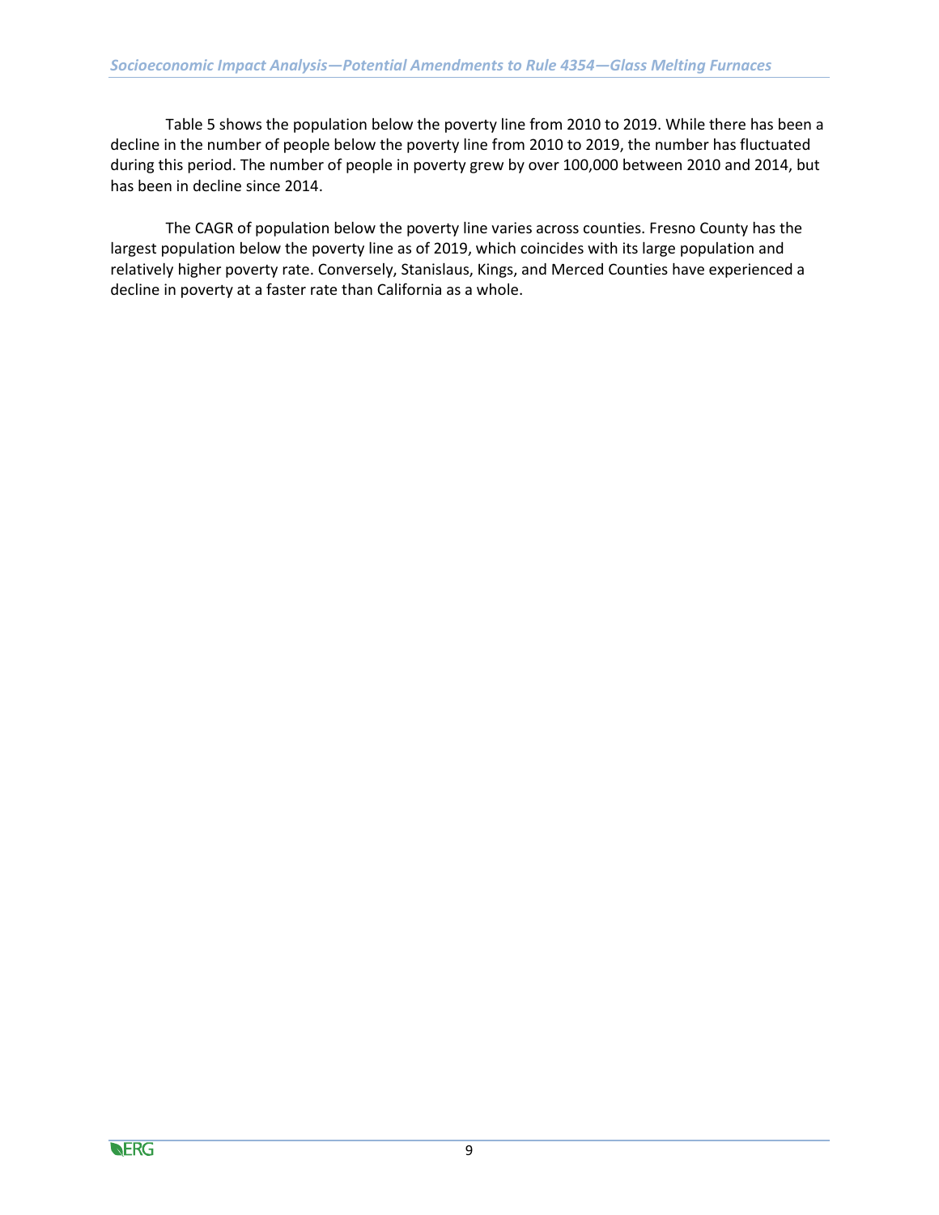Table 5 shows the population below the poverty line from 2010 to 2019. While there has been a decline in the number of people below the poverty line from 2010 to 2019, the number has fluctuated during this period. The number of people in poverty grew by over 100,000 between 2010 and 2014, but has been in decline since 2014.

The CAGR of population below the poverty line varies across counties. Fresno County has the largest population below the poverty line as of 2019, which coincides with its large population and relatively higher poverty rate. Conversely, Stanislaus, Kings, and Merced Counties have experienced a decline in poverty at a faster rate than California as a whole.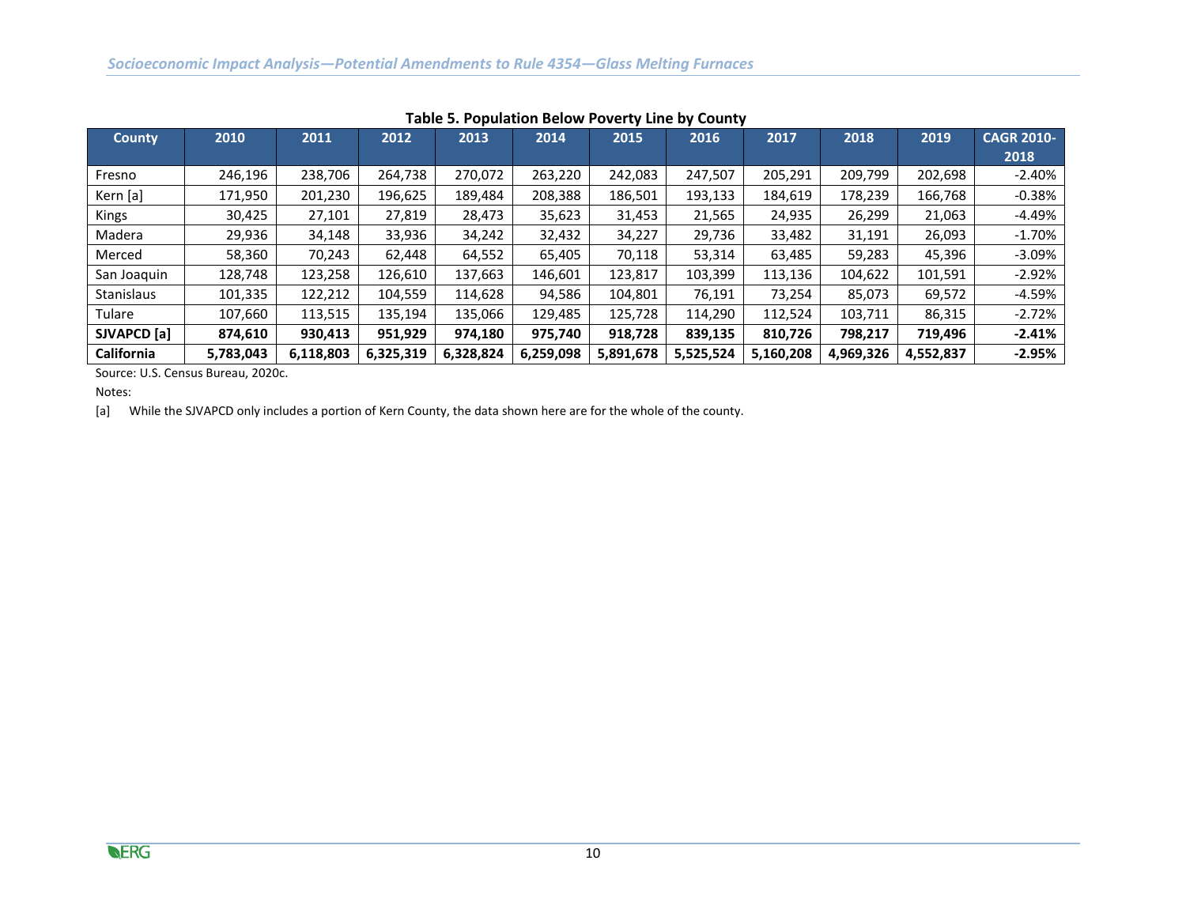**Table 5. Population Below Poverty Line by County**

| County | 2010 | 2011 | 2012 | 2013 | 2014 | 2015 | 2016 | 2017 | 2018 | 2019 | CAGR 2010-2018 |
|---|---|---|---|---|---|---|---|---|---|---|---|
| Fresno | 246,196 | 238,706 | 264,738 | 270,072 | 263,220 | 242,083 | 247,507 | 205,291 | 209,799 | 202,698 | -2.40% |
| Kern [a] | 171,950 | 201,230 | 196,625 | 189,484 | 208,388 | 186,501 | 193,133 | 184,619 | 178,239 | 166,768 | -0.38% |
| Kings | 30,425 | 27,101 | 27,819 | 28,473 | 35,623 | 31,453 | 21,565 | 24,935 | 26,299 | 21,063 | -4.49% |
| Madera | 29,936 | 34,148 | 33,936 | 34,242 | 32,432 | 34,227 | 29,736 | 33,482 | 31,191 | 26,093 | -1.70% |
| Merced | 58,360 | 70,243 | 62,448 | 64,552 | 65,405 | 70,118 | 53,314 | 63,485 | 59,283 | 45,396 | -3.09% |
| San Joaquin | 128,748 | 123,258 | 126,610 | 137,663 | 146,601 | 123,817 | 103,399 | 113,136 | 104,622 | 101,591 | -2.92% |
| Stanislaus | 101,335 | 122,212 | 104,559 | 114,628 | 94,586 | 104,801 | 76,191 | 73,254 | 85,073 | 69,572 | -4.59% |
| Tulare | 107,660 | 113,515 | 135,194 | 135,066 | 129,485 | 125,728 | 114,290 | 112,524 | 103,711 | 86,315 | -2.72% |
| **SJVAPCD [a]** | **874,610** | **930,413** | **951,929** | **974,180** | **975,740** | **918,728** | **839,135** | **810,726** | **798,217** | **719,496** | **-2.41%** |
| **California** | **5,783,043** | **6,118,803** | **6,325,319** | **6,328,824** | **6,259,098** | **5,891,678** | **5,525,524** | **5,160,208** | **4,969,326** | **4,552,837** | **-2.95%** |

Source: U.S. Census Bureau, 2020c.

Notes:

[a] While the SJVAPCD only includes a portion of Kern County, the data shown here are for the whole of the county.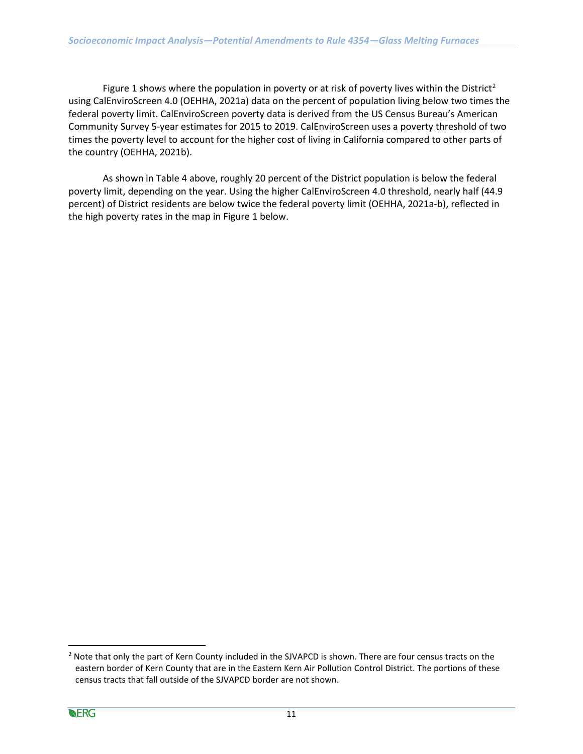Figure 1 shows where the population in poverty or at risk of poverty lives within the District[2] using CalEnviroScreen 4.0 (OEHHA, 2021a) data on the percent of population living below two times the federal poverty limit. CalEnviroScreen poverty data is derived from the US Census Bureau's American Community Survey 5-year estimates for 2015 to 2019. CalEnviroScreen uses a poverty threshold of two times the poverty level to account for the higher cost of living in California compared to other parts of the country (OEHHA, 2021b).

As shown in Table 4 above, roughly 20 percent of the District population is below the federal poverty limit, depending on the year. Using the higher CalEnviroScreen 4.0 threshold, nearly half (44.9 percent) of District residents are below twice the federal poverty limit (OEHHA, 2021a-b), reflected in the high poverty rates in the map in Figure 1 below.

[2] Note that only the part of Kern County included in the SJVAPCD is shown. There are four census tracts on the eastern border of Kern County that are in the Eastern Kern Air Pollution Control District. The portions of these census tracts that fall outside of the SJVAPCD border are not shown.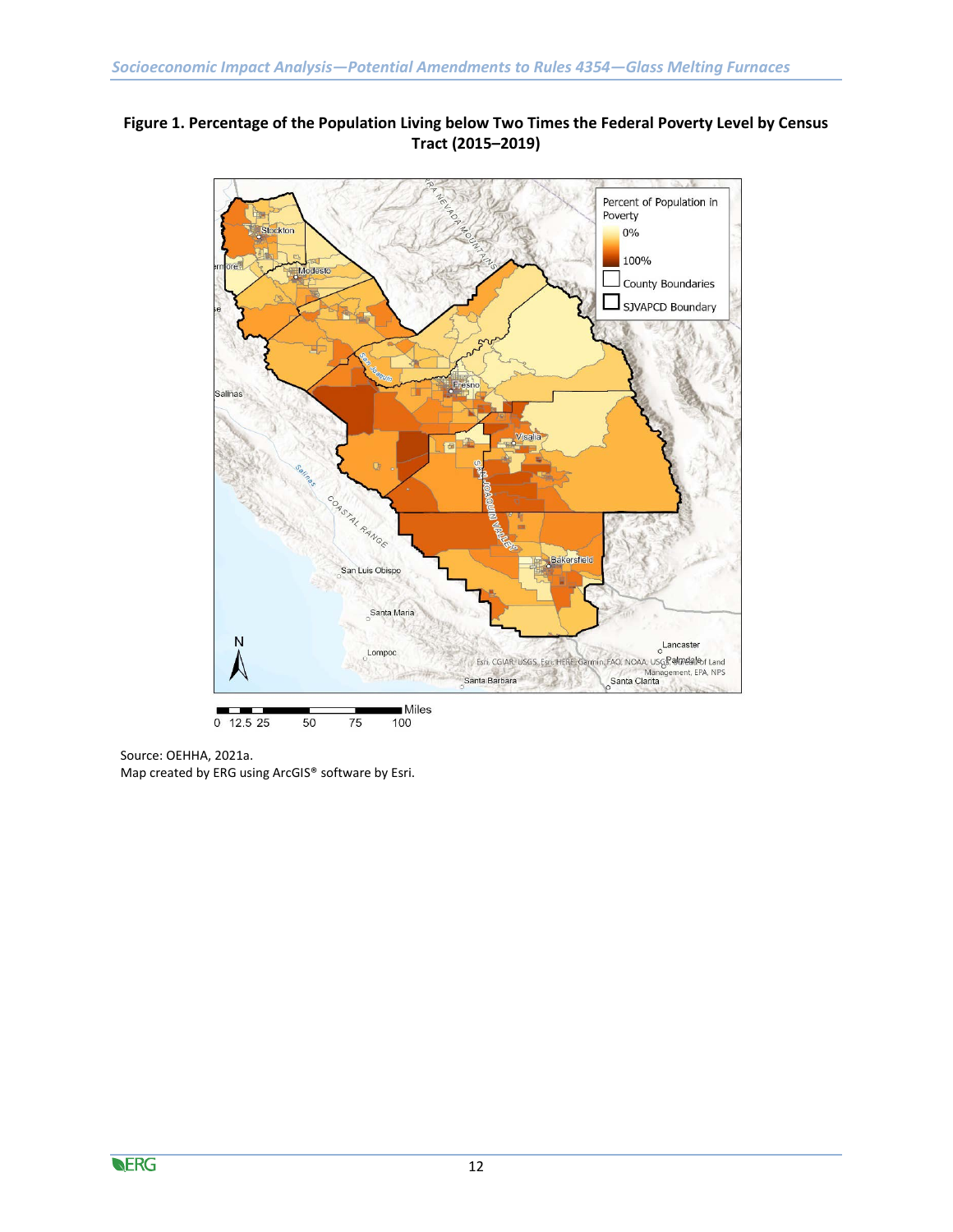**Figure 1. Percentage of the Population Living below Two Times the Federal Poverty Level by Census Tract (2015–2019)**

Source: OEHHA, 2021a.
Map created by ERG using ArcGIS® software by Esri.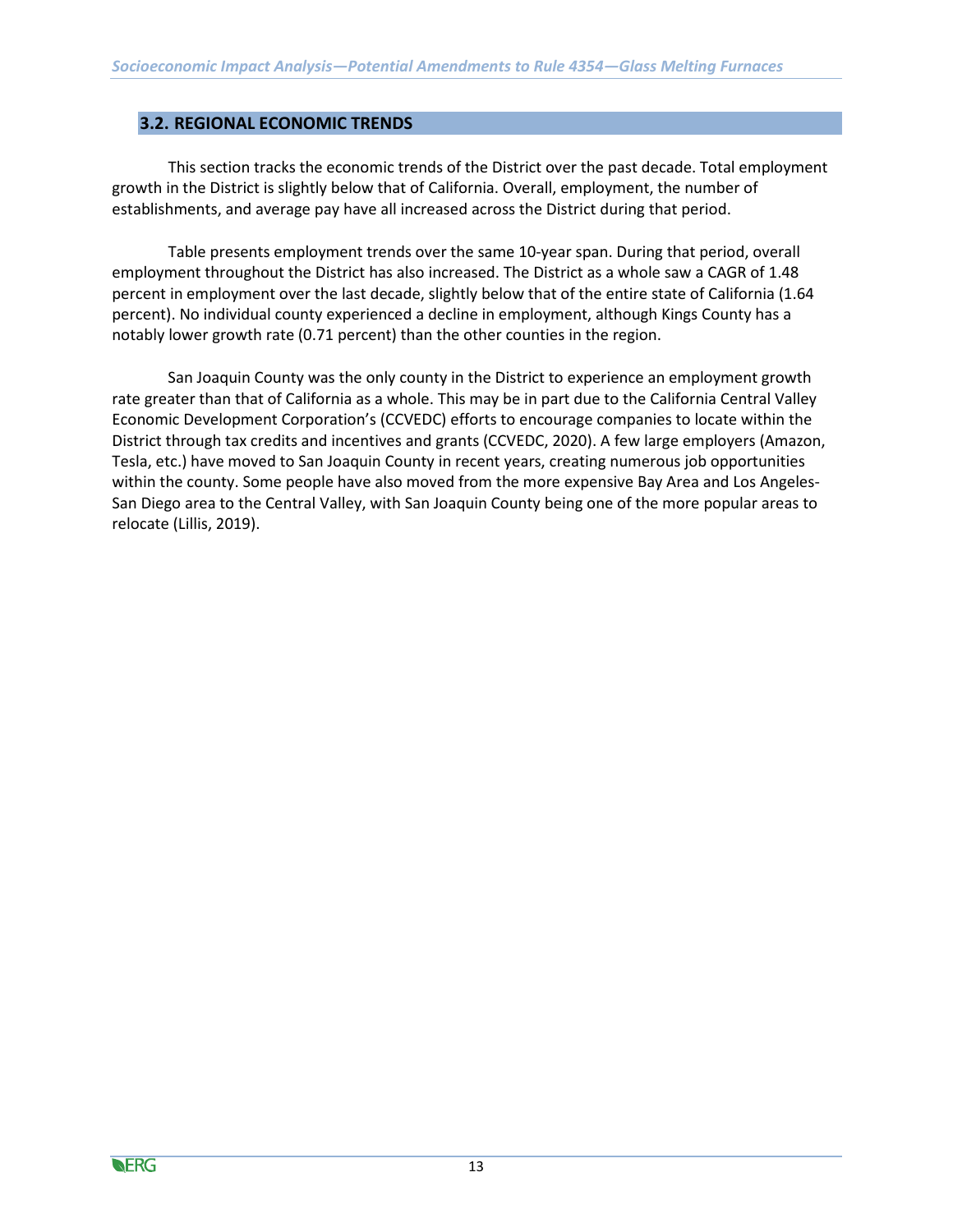## 3.2. REGIONAL ECONOMIC TRENDS

This section tracks the economic trends of the District over the past decade. Total employment growth in the District is slightly below that of California. Overall, employment, the number of establishments, and average pay have all increased across the District during that period.

Table presents employment trends over the same 10-year span. During that period, overall employment throughout the District has also increased. The District as a whole saw a CAGR of 1.48 percent in employment over the last decade, slightly below that of the entire state of California (1.64 percent). No individual county experienced a decline in employment, although Kings County has a notably lower growth rate (0.71 percent) than the other counties in the region.

San Joaquin County was the only county in the District to experience an employment growth rate greater than that of California as a whole. This may be in part due to the California Central Valley Economic Development Corporation's (CCVEDC) efforts to encourage companies to locate within the District through tax credits and incentives and grants (CCVEDC, 2020). A few large employers (Amazon, Tesla, etc.) have moved to San Joaquin County in recent years, creating numerous job opportunities within the county. Some people have also moved from the more expensive Bay Area and Los Angeles-San Diego area to the Central Valley, with San Joaquin County being one of the more popular areas to relocate (Lillis, 2019).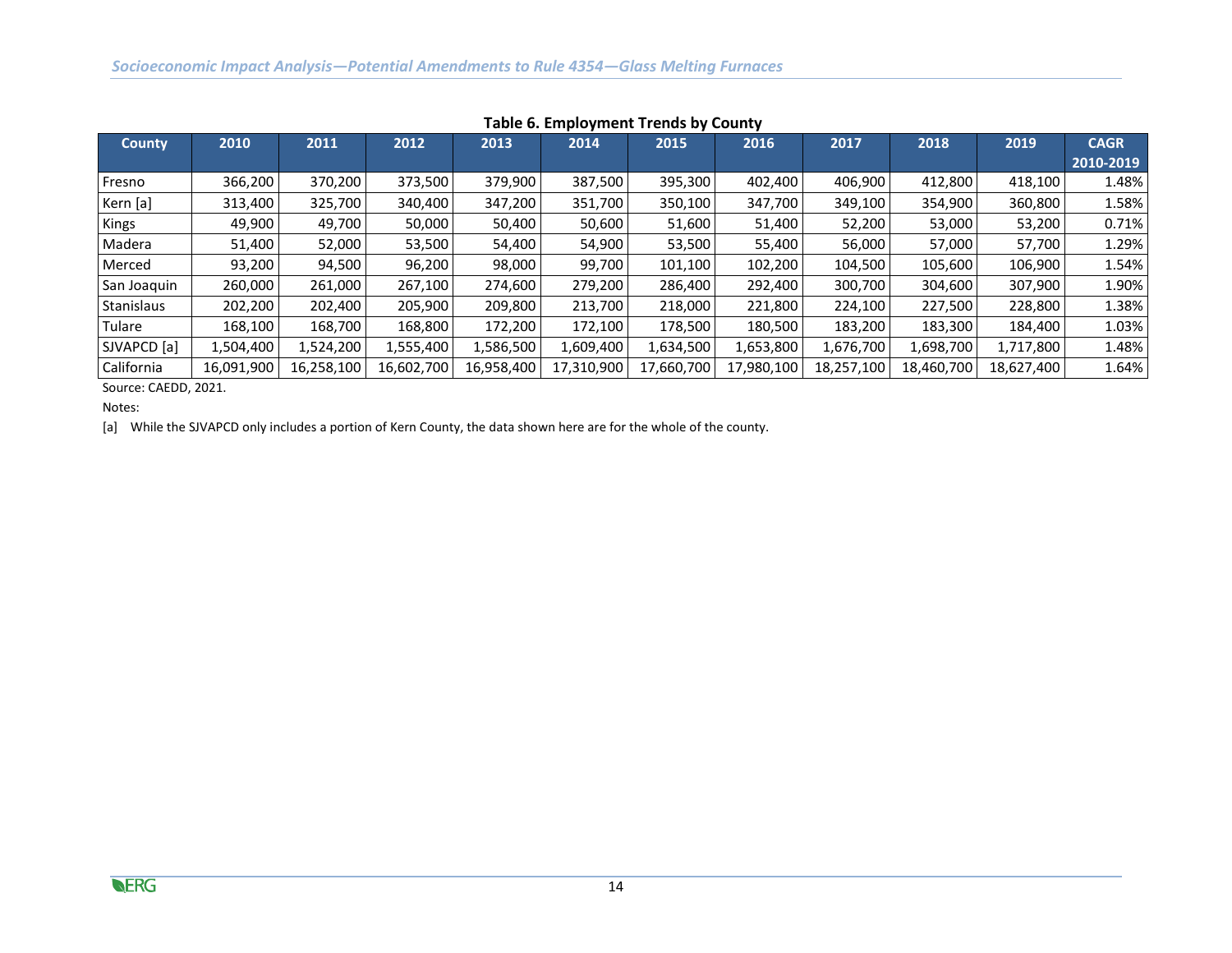**Table 6. Employment Trends by County**

| County | 2010 | 2011 | 2012 | 2013 | 2014 | 2015 | 2016 | 2017 | 2018 | 2019 | CAGR 2010-2019 |
|---|---|---|---|---|---|---|---|---|---|---|---|
| Fresno | 366,200 | 370,200 | 373,500 | 379,900 | 387,500 | 395,300 | 402,400 | 406,900 | 412,800 | 418,100 | 1.48% |
| Kern [a] | 313,400 | 325,700 | 340,400 | 347,200 | 351,700 | 350,100 | 347,700 | 349,100 | 354,900 | 360,800 | 1.58% |
| Kings | 49,900 | 49,700 | 50,000 | 50,400 | 50,600 | 51,600 | 51,400 | 52,200 | 53,000 | 53,200 | 0.71% |
| Madera | 51,400 | 52,000 | 53,500 | 54,400 | 54,900 | 53,500 | 55,400 | 56,000 | 57,000 | 57,700 | 1.29% |
| Merced | 93,200 | 94,500 | 96,200 | 98,000 | 99,700 | 101,100 | 102,200 | 104,500 | 105,600 | 106,900 | 1.54% |
| San Joaquin | 260,000 | 261,000 | 267,100 | 274,600 | 279,200 | 286,400 | 292,400 | 300,700 | 304,600 | 307,900 | 1.90% |
| Stanislaus | 202,200 | 202,400 | 205,900 | 209,800 | 213,700 | 218,000 | 221,800 | 224,100 | 227,500 | 228,800 | 1.38% |
| Tulare | 168,100 | 168,700 | 168,800 | 172,200 | 172,100 | 178,500 | 180,500 | 183,200 | 183,300 | 184,400 | 1.03% |
| SJVAPCD [a] | 1,504,400 | 1,524,200 | 1,555,400 | 1,586,500 | 1,609,400 | 1,634,500 | 1,653,800 | 1,676,700 | 1,698,700 | 1,717,800 | 1.48% |
| California | 16,091,900 | 16,258,100 | 16,602,700 | 16,958,400 | 17,310,900 | 17,660,700 | 17,980,100 | 18,257,100 | 18,460,700 | 18,627,400 | 1.64% |

Source: CAEDD, 2021.

Notes:

[a] While the SJVAPCD only includes a portion of Kern County, the data shown here are for the whole of the county.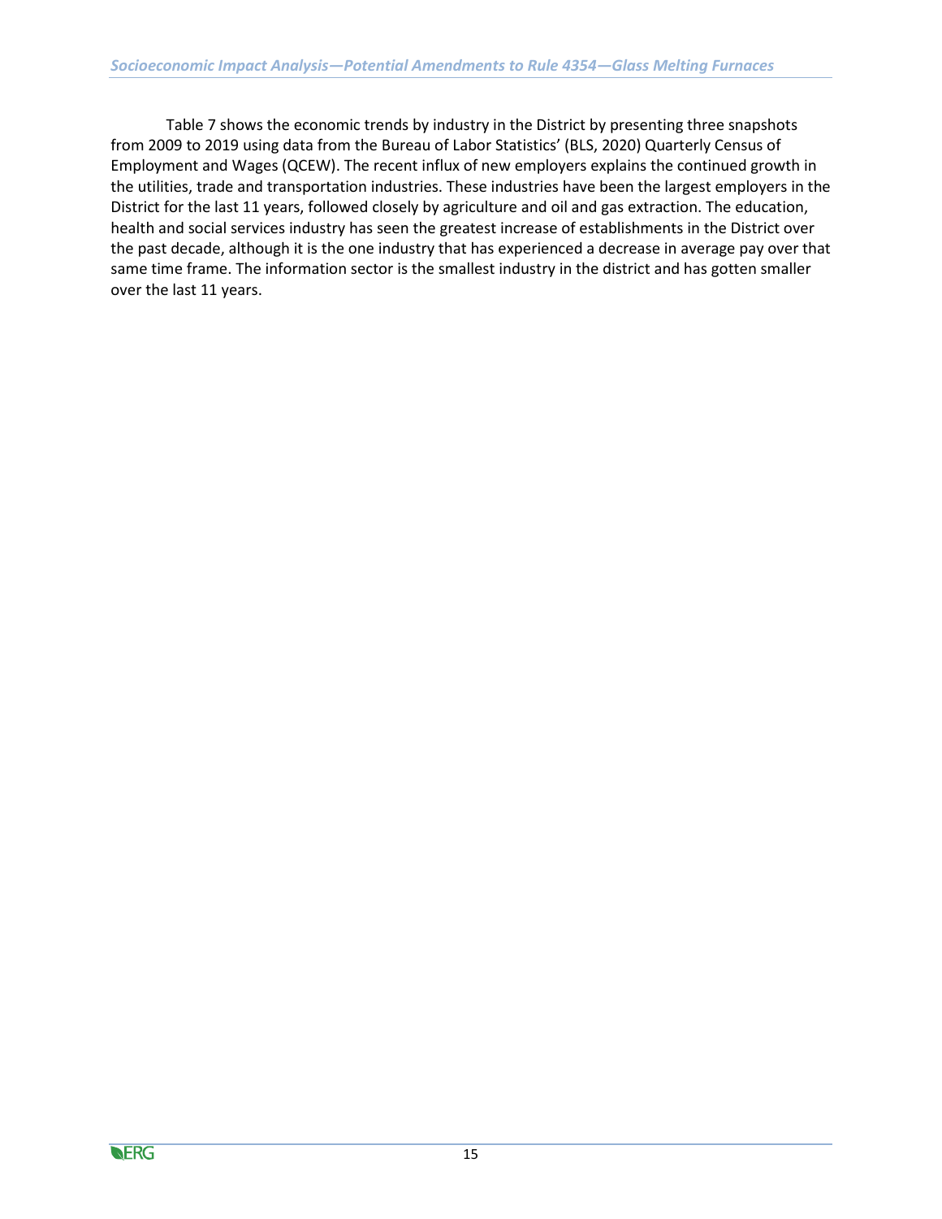Table 7 shows the economic trends by industry in the District by presenting three snapshots from 2009 to 2019 using data from the Bureau of Labor Statistics' (BLS, 2020) Quarterly Census of Employment and Wages (QCEW). The recent influx of new employers explains the continued growth in the utilities, trade and transportation industries. These industries have been the largest employers in the District for the last 11 years, followed closely by agriculture and oil and gas extraction. The education, health and social services industry has seen the greatest increase of establishments in the District over the past decade, although it is the one industry that has experienced a decrease in average pay over that same time frame. The information sector is the smallest industry in the district and has gotten smaller over the last 11 years.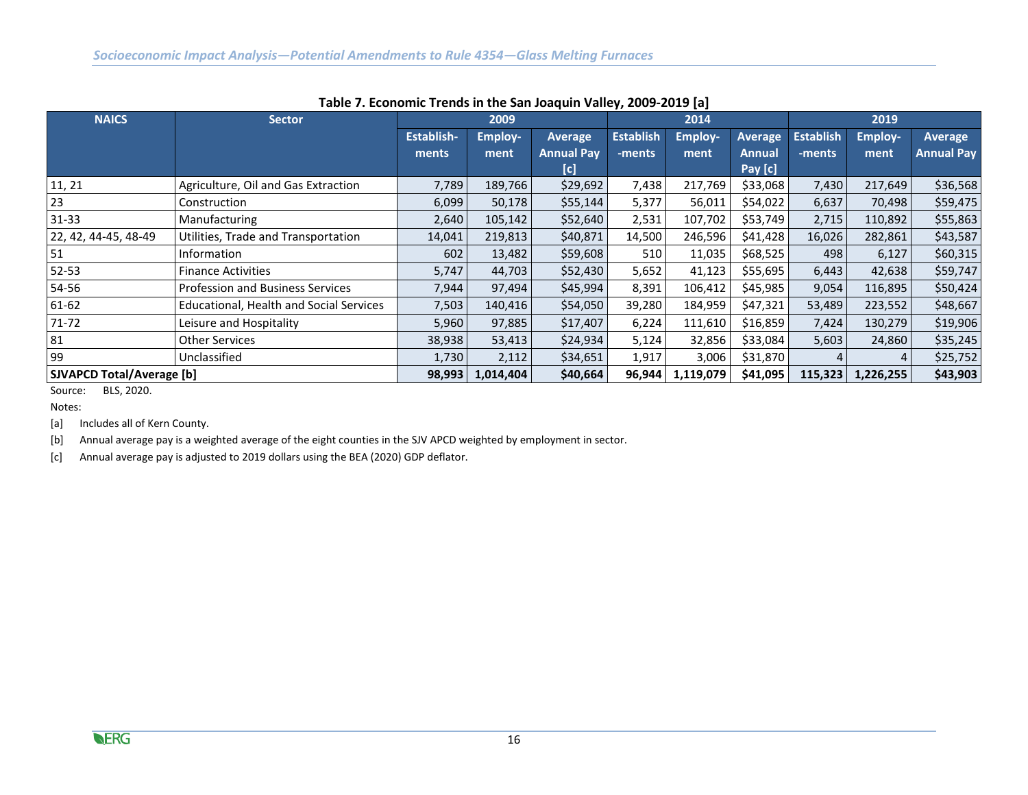**Table 7. Economic Trends in the San Joaquin Valley, 2009-2019 [a]**

| NAICS | Sector | 2009 | | | 2014 | | | 2019 | | |
|---|---|---|---|---|---|---|---|---|---|---|
| | | Establish-ments | Employ-ment | Average Annual Pay [c] | Establish-ments | Employ-ment | Average Annual Pay [c] | Establish-ments | Employ-ment | Average Annual Pay |
| 11, 21 | Agriculture, Oil and Gas Extraction | 7,789 | 189,766 | $29,692 | 7,438 | 217,769 | $33,068 | 7,430 | 217,649 | $36,568 |
| 23 | Construction | 6,099 | 50,178 | $55,144 | 5,377 | 56,011 | $54,022 | 6,637 | 70,498 | $59,475 |
| 31-33 | Manufacturing | 2,640 | 105,142 | $52,640 | 2,531 | 107,702 | $53,749 | 2,715 | 110,892 | $55,863 |
| 22, 42, 44-45, 48-49 | Utilities, Trade and Transportation | 14,041 | 219,813 | $40,871 | 14,500 | 246,596 | $41,428 | 16,026 | 282,861 | $43,587 |
| 51 | Information | 602 | 13,482 | $59,608 | 510 | 11,035 | $68,525 | 498 | 6,127 | $60,315 |
| 52-53 | Finance Activities | 5,747 | 44,703 | $52,430 | 5,652 | 41,123 | $55,695 | 6,443 | 42,638 | $59,747 |
| 54-56 | Profession and Business Services | 7,944 | 97,494 | $45,994 | 8,391 | 106,412 | $45,985 | 9,054 | 116,895 | $50,424 |
| 61-62 | Educational, Health and Social Services | 7,503 | 140,416 | $54,050 | 39,280 | 184,959 | $47,321 | 53,489 | 223,552 | $48,667 |
| 71-72 | Leisure and Hospitality | 5,960 | 97,885 | $17,407 | 6,224 | 111,610 | $16,859 | 7,424 | 130,279 | $19,906 |
| 81 | Other Services | 38,938 | 53,413 | $24,934 | 5,124 | 32,856 | $33,084 | 5,603 | 24,860 | $35,245 |
| 99 | Unclassified | 1,730 | 2,112 | $34,651 | 1,917 | 3,006 | $31,870 | 4 | 4 | $25,752 |
| **SJVAPCD Total/Average [b]** | | **98,993** | **1,014,404** | **$40,664** | **96,944** | **1,119,079** | **$41,095** | **115,323** | **1,226,255** | **$43,903** |

Source: BLS, 2020.

Notes:

[a] Includes all of Kern County.

[b] Annual average pay is a weighted average of the eight counties in the SJV APCD weighted by employment in sector.

[c] Annual average pay is adjusted to 2019 dollars using the BEA (2020) GDP deflator.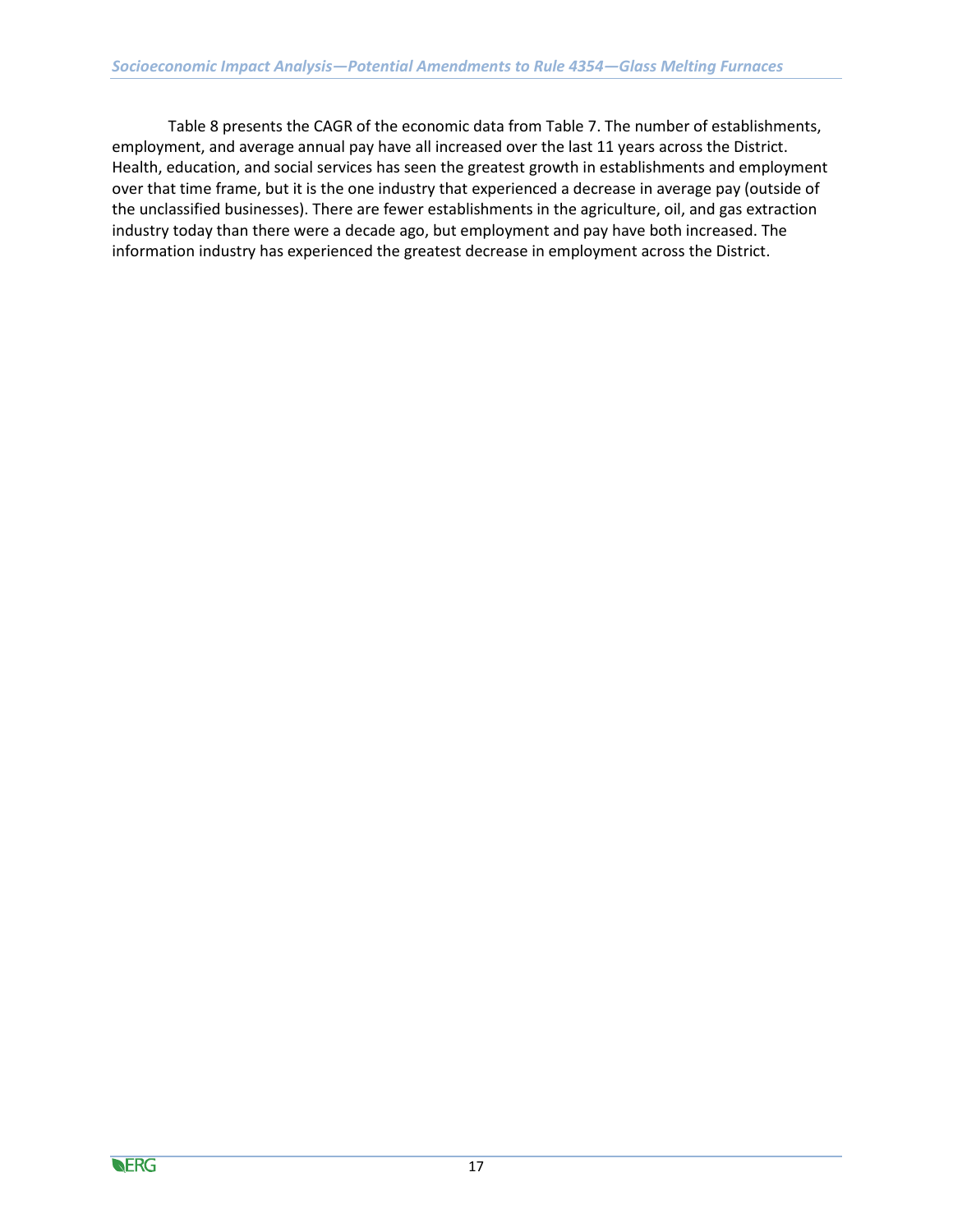Table 8 presents the CAGR of the economic data from Table 7. The number of establishments, employment, and average annual pay have all increased over the last 11 years across the District. Health, education, and social services has seen the greatest growth in establishments and employment over that time frame, but it is the one industry that experienced a decrease in average pay (outside of the unclassified businesses). There are fewer establishments in the agriculture, oil, and gas extraction industry today than there were a decade ago, but employment and pay have both increased. The information industry has experienced the greatest decrease in employment across the District.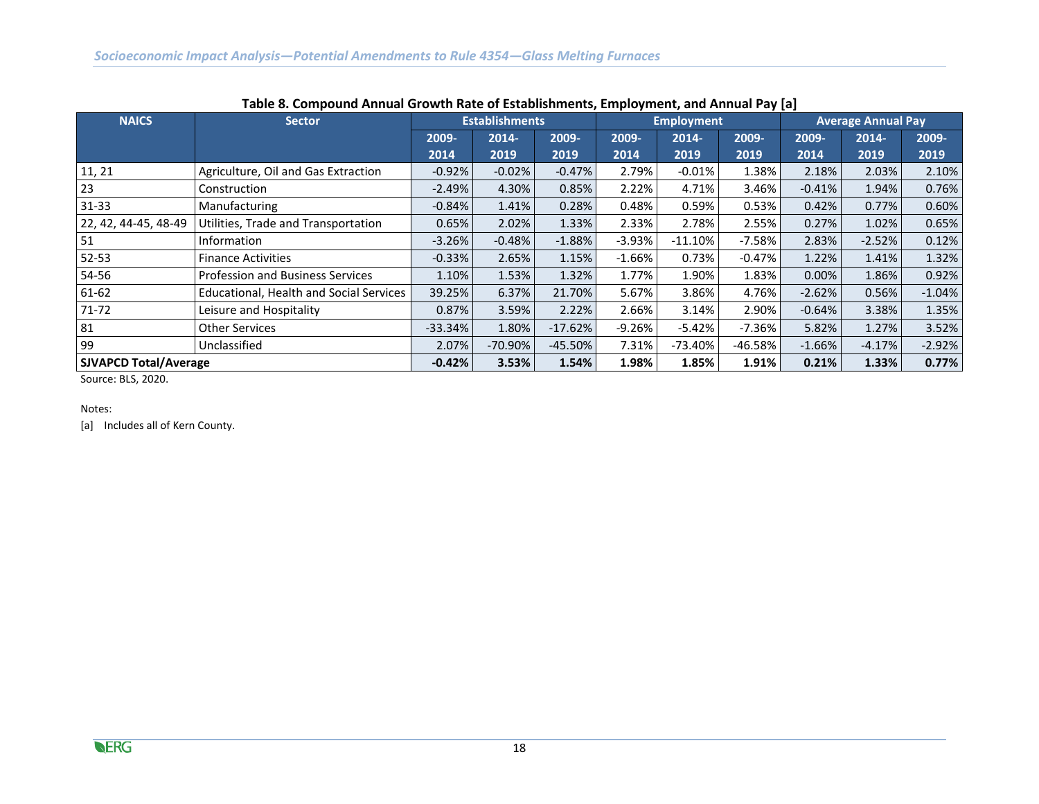**Table 8. Compound Annual Growth Rate of Establishments, Employment, and Annual Pay [a]**

| NAICS | Sector | Establishments | | | Employment | | | Average Annual Pay | | |
|---|---|---|---|---|---|---|---|---|---|---|
| | | 2009-2014 | 2014-2019 | 2009-2019 | 2009-2014 | 2014-2019 | 2009-2019 | 2009-2014 | 2014-2019 | 2009-2019 |
| 11, 21 | Agriculture, Oil and Gas Extraction | -0.92% | -0.02% | -0.47% | 2.79% | -0.01% | 1.38% | 2.18% | 2.03% | 2.10% |
| 23 | Construction | -2.49% | 4.30% | 0.85% | 2.22% | 4.71% | 3.46% | -0.41% | 1.94% | 0.76% |
| 31-33 | Manufacturing | -0.84% | 1.41% | 0.28% | 0.48% | 0.59% | 0.53% | 0.42% | 0.77% | 0.60% |
| 22, 42, 44-45, 48-49 | Utilities, Trade and Transportation | 0.65% | 2.02% | 1.33% | 2.33% | 2.78% | 2.55% | 0.27% | 1.02% | 0.65% |
| 51 | Information | -3.26% | -0.48% | -1.88% | -3.93% | -11.10% | -7.58% | 2.83% | -2.52% | 0.12% |
| 52-53 | Finance Activities | -0.33% | 2.65% | 1.15% | -1.66% | 0.73% | -0.47% | 1.22% | 1.41% | 1.32% |
| 54-56 | Profession and Business Services | 1.10% | 1.53% | 1.32% | 1.77% | 1.90% | 1.83% | 0.00% | 1.86% | 0.92% |
| 61-62 | Educational, Health and Social Services | 39.25% | 6.37% | 21.70% | 5.67% | 3.86% | 4.76% | -2.62% | 0.56% | -1.04% |
| 71-72 | Leisure and Hospitality | 0.87% | 3.59% | 2.22% | 2.66% | 3.14% | 2.90% | -0.64% | 3.38% | 1.35% |
| 81 | Other Services | -33.34% | 1.80% | -17.62% | -9.26% | -5.42% | -7.36% | 5.82% | 1.27% | 3.52% |
| 99 | Unclassified | 2.07% | -70.90% | -45.50% | 7.31% | -73.40% | -46.58% | -1.66% | -4.17% | -2.92% |
| **SJVAPCD Total/Average** | | **-0.42%** | **3.53%** | **1.54%** | **1.98%** | **1.85%** | **1.91%** | **0.21%** | **1.33%** | **0.77%** |

Source: BLS, 2020.

Notes:

[a] Includes all of Kern County.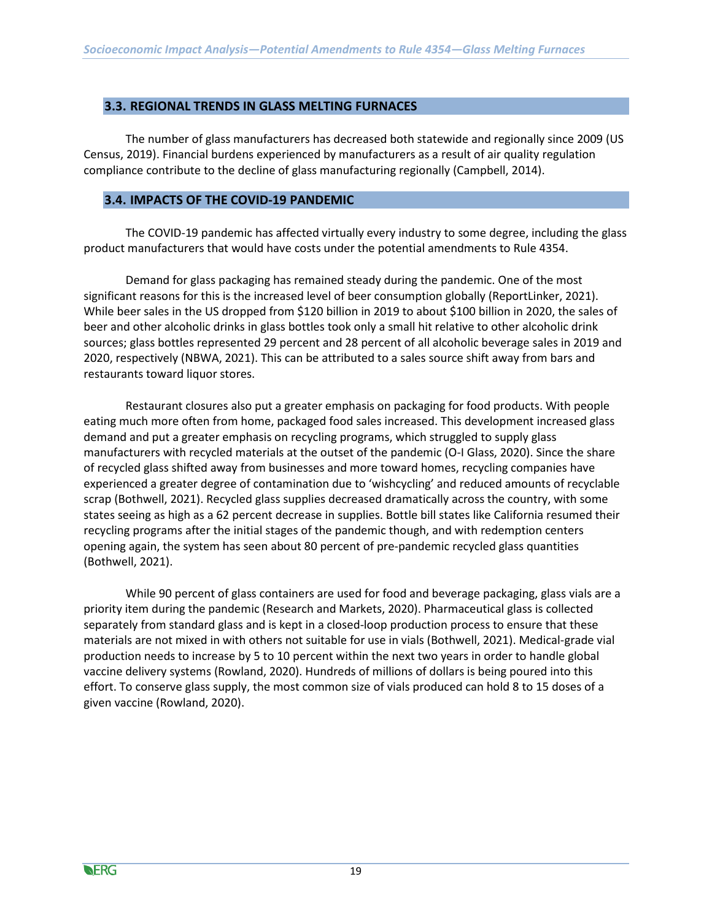### 3.3. REGIONAL TRENDS IN GLASS MELTING FURNACES

The number of glass manufacturers has decreased both statewide and regionally since 2009 (US Census, 2019). Financial burdens experienced by manufacturers as a result of air quality regulation compliance contribute to the decline of glass manufacturing regionally (Campbell, 2014).

### 3.4. IMPACTS OF THE COVID-19 PANDEMIC

The COVID-19 pandemic has affected virtually every industry to some degree, including the glass product manufacturers that would have costs under the potential amendments to Rule 4354.

Demand for glass packaging has remained steady during the pandemic. One of the most significant reasons for this is the increased level of beer consumption globally (ReportLinker, 2021). While beer sales in the US dropped from $120 billion in 2019 to about $100 billion in 2020, the sales of beer and other alcoholic drinks in glass bottles took only a small hit relative to other alcoholic drink sources; glass bottles represented 29 percent and 28 percent of all alcoholic beverage sales in 2019 and 2020, respectively (NBWA, 2021). This can be attributed to a sales source shift away from bars and restaurants toward liquor stores.

Restaurant closures also put a greater emphasis on packaging for food products. With people eating much more often from home, packaged food sales increased. This development increased glass demand and put a greater emphasis on recycling programs, which struggled to supply glass manufacturers with recycled materials at the outset of the pandemic (O-I Glass, 2020). Since the share of recycled glass shifted away from businesses and more toward homes, recycling companies have experienced a greater degree of contamination due to 'wishcycling' and reduced amounts of recyclable scrap (Bothwell, 2021). Recycled glass supplies decreased dramatically across the country, with some states seeing as high as a 62 percent decrease in supplies. Bottle bill states like California resumed their recycling programs after the initial stages of the pandemic though, and with redemption centers opening again, the system has seen about 80 percent of pre-pandemic recycled glass quantities (Bothwell, 2021).

While 90 percent of glass containers are used for food and beverage packaging, glass vials are a priority item during the pandemic (Research and Markets, 2020). Pharmaceutical glass is collected separately from standard glass and is kept in a closed-loop production process to ensure that these materials are not mixed in with others not suitable for use in vials (Bothwell, 2021). Medical-grade vial production needs to increase by 5 to 10 percent within the next two years in order to handle global vaccine delivery systems (Rowland, 2020). Hundreds of millions of dollars is being poured into this effort. To conserve glass supply, the most common size of vials produced can hold 8 to 15 doses of a given vaccine (Rowland, 2020).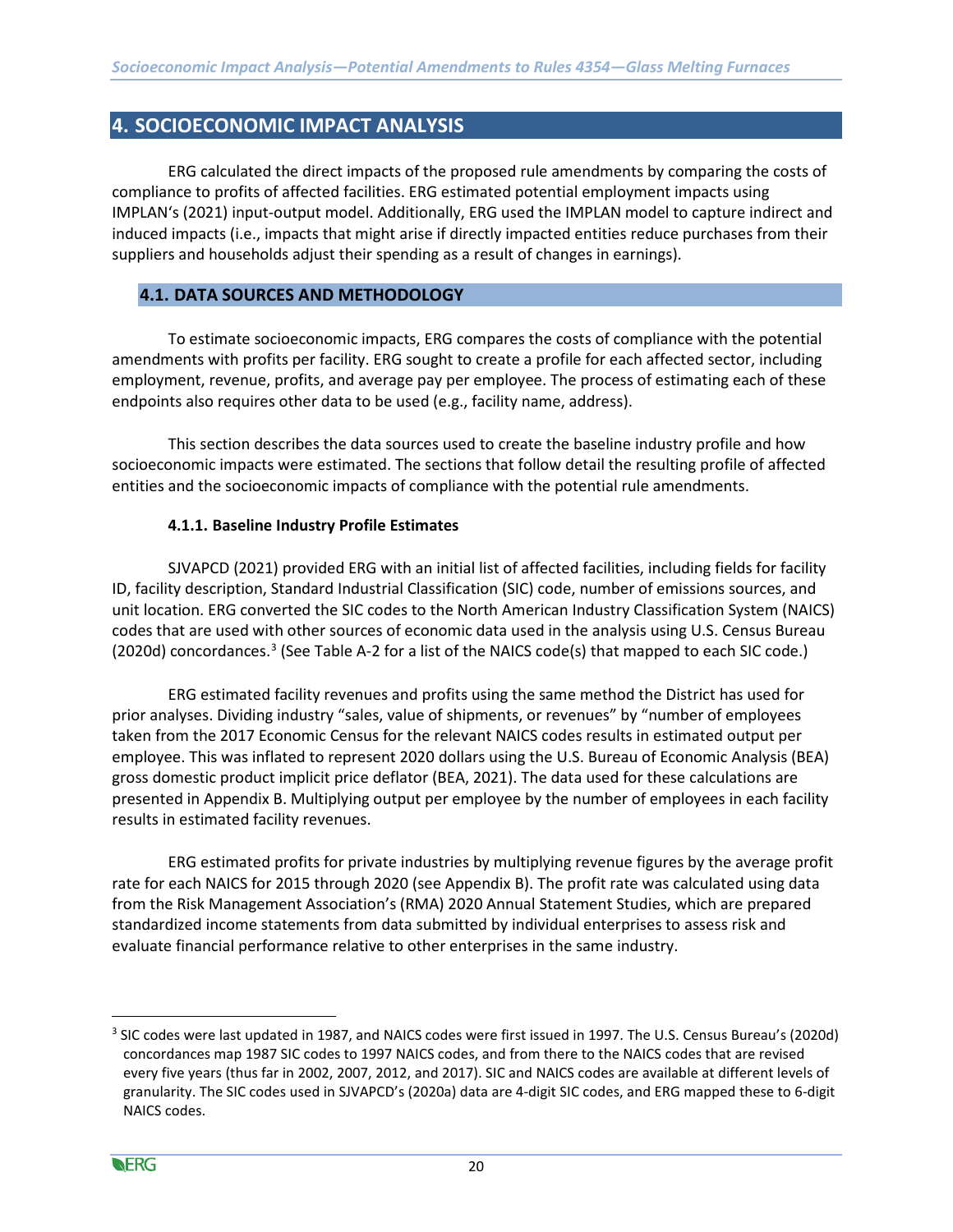# 4. SOCIOECONOMIC IMPACT ANALYSIS

ERG calculated the direct impacts of the proposed rule amendments by comparing the costs of compliance to profits of affected facilities. ERG estimated potential employment impacts using IMPLAN's (2021) input-output model. Additionally, ERG used the IMPLAN model to capture indirect and induced impacts (i.e., impacts that might arise if directly impacted entities reduce purchases from their suppliers and households adjust their spending as a result of changes in earnings).

## 4.1. DATA SOURCES AND METHODOLOGY

To estimate socioeconomic impacts, ERG compares the costs of compliance with the potential amendments with profits per facility. ERG sought to create a profile for each affected sector, including employment, revenue, profits, and average pay per employee. The process of estimating each of these endpoints also requires other data to be used (e.g., facility name, address).

This section describes the data sources used to create the baseline industry profile and how socioeconomic impacts were estimated. The sections that follow detail the resulting profile of affected entities and the socioeconomic impacts of compliance with the potential rule amendments.

### 4.1.1. Baseline Industry Profile Estimates

SJVAPCD (2021) provided ERG with an initial list of affected facilities, including fields for facility ID, facility description, Standard Industrial Classification (SIC) code, number of emissions sources, and unit location. ERG converted the SIC codes to the North American Industry Classification System (NAICS) codes that are used with other sources of economic data used in the analysis using U.S. Census Bureau (2020d) concordances.[3] (See Table A-2 for a list of the NAICS code(s) that mapped to each SIC code.)

ERG estimated facility revenues and profits using the same method the District has used for prior analyses. Dividing industry "sales, value of shipments, or revenues" by "number of employees taken from the 2017 Economic Census for the relevant NAICS codes results in estimated output per employee. This was inflated to represent 2020 dollars using the U.S. Bureau of Economic Analysis (BEA) gross domestic product implicit price deflator (BEA, 2021). The data used for these calculations are presented in Appendix B. Multiplying output per employee by the number of employees in each facility results in estimated facility revenues.

ERG estimated profits for private industries by multiplying revenue figures by the average profit rate for each NAICS for 2015 through 2020 (see Appendix B). The profit rate was calculated using data from the Risk Management Association's (RMA) 2020 Annual Statement Studies, which are prepared standardized income statements from data submitted by individual enterprises to assess risk and evaluate financial performance relative to other enterprises in the same industry.

---

[3] SIC codes were last updated in 1987, and NAICS codes were first issued in 1997. The U.S. Census Bureau's (2020d) concordances map 1987 SIC codes to 1997 NAICS codes, and from there to the NAICS codes that are revised every five years (thus far in 2002, 2007, 2012, and 2017). SIC and NAICS codes are available at different levels of granularity. The SIC codes used in SJVAPCD's (2020a) data are 4-digit SIC codes, and ERG mapped these to 6-digit NAICS codes.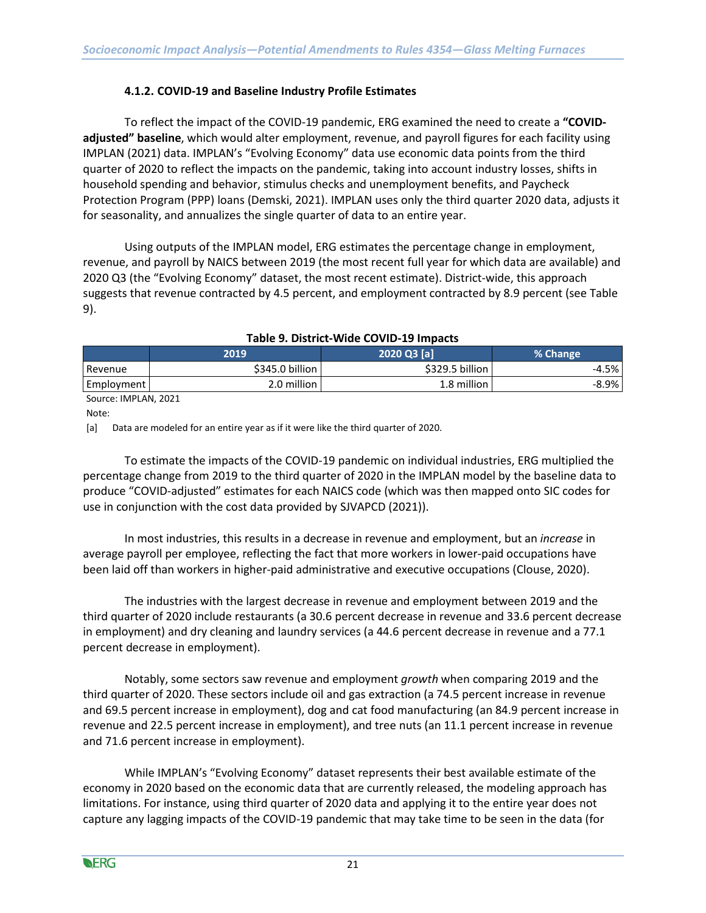#### 4.1.2. COVID-19 and Baseline Industry Profile Estimates

To reflect the impact of the COVID-19 pandemic, ERG examined the need to create a **"COVID-adjusted" baseline**, which would alter employment, revenue, and payroll figures for each facility using IMPLAN (2021) data. IMPLAN's "Evolving Economy" data use economic data points from the third quarter of 2020 to reflect the impacts on the pandemic, taking into account industry losses, shifts in household spending and behavior, stimulus checks and unemployment benefits, and Paycheck Protection Program (PPP) loans (Demski, 2021). IMPLAN uses only the third quarter 2020 data, adjusts it for seasonality, and annualizes the single quarter of data to an entire year.

Using outputs of the IMPLAN model, ERG estimates the percentage change in employment, revenue, and payroll by NAICS between 2019 (the most recent full year for which data are available) and 2020 Q3 (the "Evolving Economy" dataset, the most recent estimate). District-wide, this approach suggests that revenue contracted by 4.5 percent, and employment contracted by 8.9 percent (see Table 9).

**Table 9. District-Wide COVID-19 Impacts**

| | 2019 | 2020 Q3 [a] | % Change |
|---|---|---|---|
| Revenue | $345.0 billion | $329.5 billion | -4.5% |
| Employment | 2.0 million | 1.8 million | -8.9% |

Source: IMPLAN, 2021

Note:

[a] Data are modeled for an entire year as if it were like the third quarter of 2020.

To estimate the impacts of the COVID-19 pandemic on individual industries, ERG multiplied the percentage change from 2019 to the third quarter of 2020 in the IMPLAN model by the baseline data to produce "COVID-adjusted" estimates for each NAICS code (which was then mapped onto SIC codes for use in conjunction with the cost data provided by SJVAPCD (2021)).

In most industries, this results in a decrease in revenue and employment, but an *increase* in average payroll per employee, reflecting the fact that more workers in lower-paid occupations have been laid off than workers in higher-paid administrative and executive occupations (Clouse, 2020).

The industries with the largest decrease in revenue and employment between 2019 and the third quarter of 2020 include restaurants (a 30.6 percent decrease in revenue and 33.6 percent decrease in employment) and dry cleaning and laundry services (a 44.6 percent decrease in revenue and a 77.1 percent decrease in employment).

Notably, some sectors saw revenue and employment *growth* when comparing 2019 and the third quarter of 2020. These sectors include oil and gas extraction (a 74.5 percent increase in revenue and 69.5 percent increase in employment), dog and cat food manufacturing (an 84.9 percent increase in revenue and 22.5 percent increase in employment), and tree nuts (an 11.1 percent increase in revenue and 71.6 percent increase in employment).

While IMPLAN's "Evolving Economy" dataset represents their best available estimate of the economy in 2020 based on the economic data that are currently released, the modeling approach has limitations. For instance, using third quarter of 2020 data and applying it to the entire year does not capture any lagging impacts of the COVID-19 pandemic that may take time to be seen in the data (for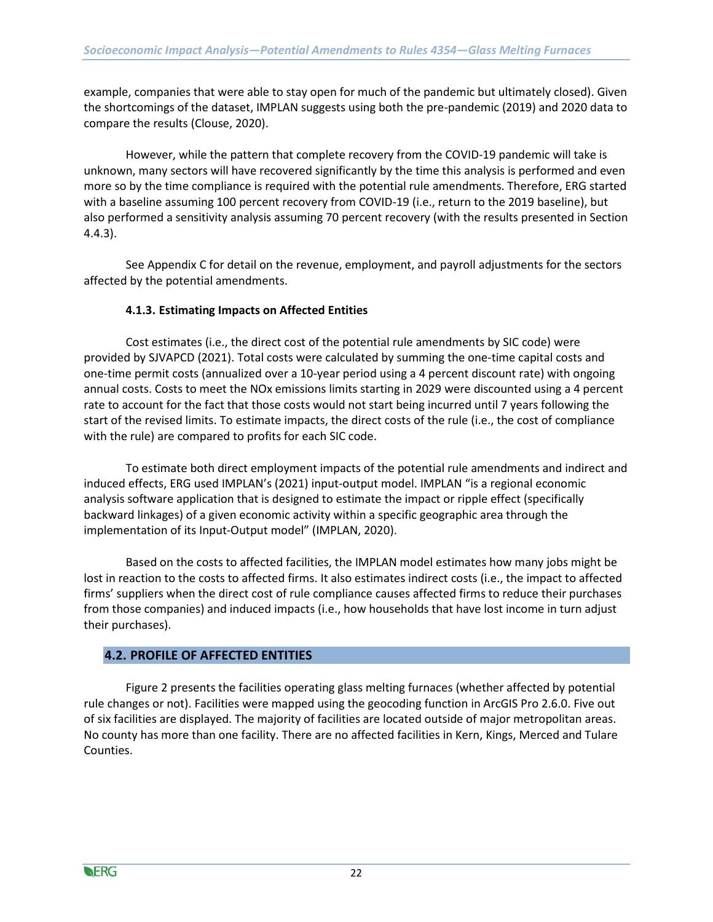example, companies that were able to stay open for much of the pandemic but ultimately closed). Given the shortcomings of the dataset, IMPLAN suggests using both the pre-pandemic (2019) and 2020 data to compare the results (Clouse, 2020).

However, while the pattern that complete recovery from the COVID-19 pandemic will take is unknown, many sectors will have recovered significantly by the time this analysis is performed and even more so by the time compliance is required with the potential rule amendments. Therefore, ERG started with a baseline assuming 100 percent recovery from COVID-19 (i.e., return to the 2019 baseline), but also performed a sensitivity analysis assuming 70 percent recovery (with the results presented in Section 4.4.3).

See Appendix C for detail on the revenue, employment, and payroll adjustments for the sectors affected by the potential amendments.

### 4.1.3. Estimating Impacts on Affected Entities

Cost estimates (i.e., the direct cost of the potential rule amendments by SIC code) were provided by SJVAPCD (2021). Total costs were calculated by summing the one-time capital costs and one-time permit costs (annualized over a 10-year period using a 4 percent discount rate) with ongoing annual costs. Costs to meet the NOx emissions limits starting in 2029 were discounted using a 4 percent rate to account for the fact that those costs would not start being incurred until 7 years following the start of the revised limits. To estimate impacts, the direct costs of the rule (i.e., the cost of compliance with the rule) are compared to profits for each SIC code.

To estimate both direct employment impacts of the potential rule amendments and indirect and induced effects, ERG used IMPLAN's (2021) input-output model. IMPLAN "is a regional economic analysis software application that is designed to estimate the impact or ripple effect (specifically backward linkages) of a given economic activity within a specific geographic area through the implementation of its Input-Output model" (IMPLAN, 2020).

Based on the costs to affected facilities, the IMPLAN model estimates how many jobs might be lost in reaction to the costs to affected firms. It also estimates indirect costs (i.e., the impact to affected firms' suppliers when the direct cost of rule compliance causes affected firms to reduce their purchases from those companies) and induced impacts (i.e., how households that have lost income in turn adjust their purchases).

## 4.2. PROFILE OF AFFECTED ENTITIES

Figure 2 presents the facilities operating glass melting furnaces (whether affected by potential rule changes or not). Facilities were mapped using the geocoding function in ArcGIS Pro 2.6.0. Five out of six facilities are displayed. The majority of facilities are located outside of major metropolitan areas. No county has more than one facility. There are no affected facilities in Kern, Kings, Merced and Tulare Counties.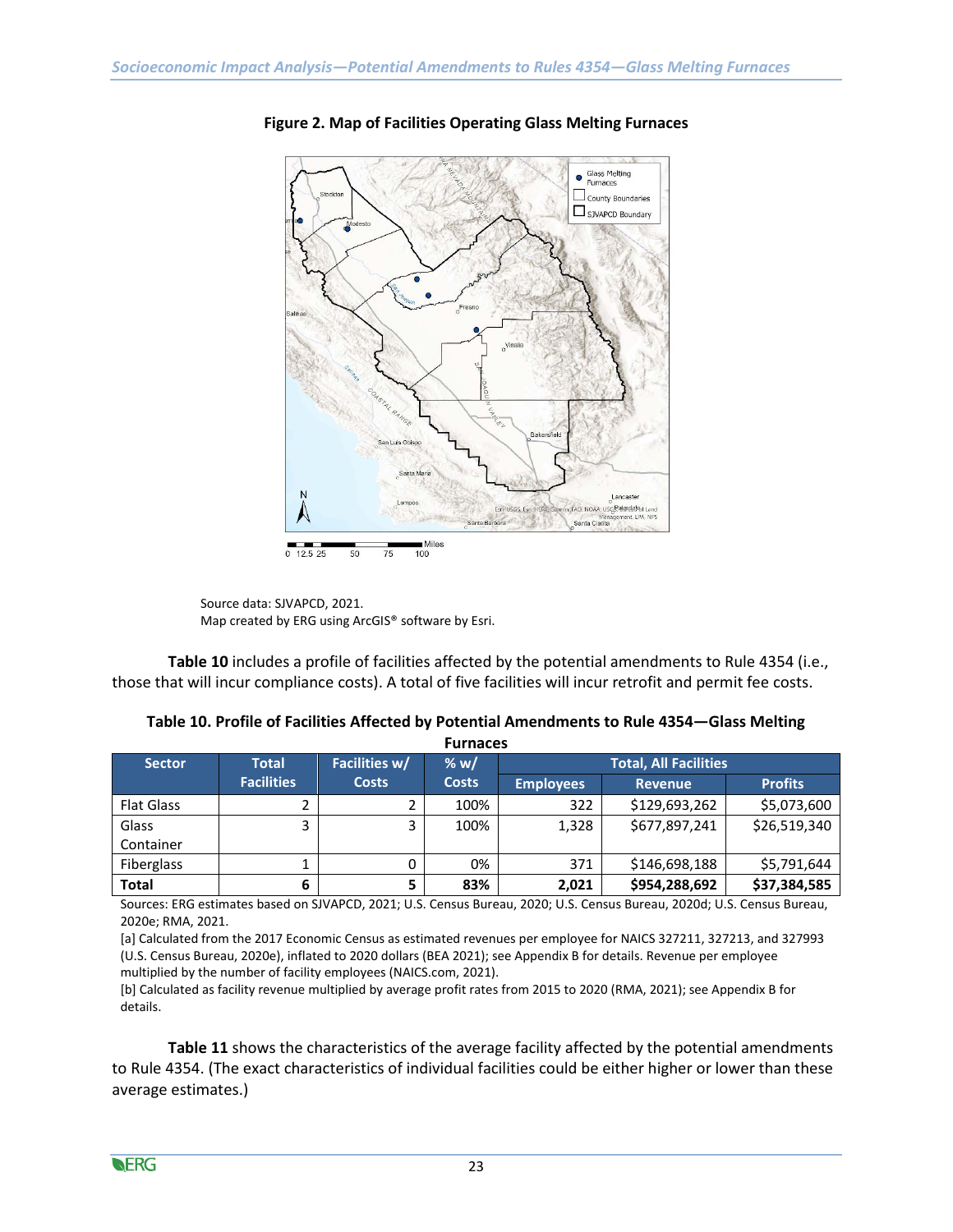**Figure 2. Map of Facilities Operating Glass Melting Furnaces**

Source data: SJVAPCD, 2021.
Map created by ERG using ArcGIS® software by Esri.

**Table 10** includes a profile of facilities affected by the potential amendments to Rule 4354 (i.e., those that will incur compliance costs). A total of five facilities will incur retrofit and permit fee costs.

**Table 10. Profile of Facilities Affected by Potential Amendments to Rule 4354—Glass Melting Furnaces**

| Sector | Total Facilities | Facilities w/ Costs | % w/ Costs | Total, All Facilities | | |
|---|---|---|---|---|---|---|
| | | | | Employees | Revenue | Profits |
| Flat Glass | 2 | 2 | 100% | 322 | $129,693,262 | $5,073,600 |
| Glass Container | 3 | 3 | 100% | 1,328 | $677,897,241 | $26,519,340 |
| Fiberglass | 1 | 0 | 0% | 371 | $146,698,188 | $5,791,644 |
| **Total** | **6** | **5** | **83%** | **2,021** | **$954,288,692** | **$37,384,585** |

Sources: ERG estimates based on SJVAPCD, 2021; U.S. Census Bureau, 2020; U.S. Census Bureau, 2020d; U.S. Census Bureau, 2020e; RMA, 2021.

[a] Calculated from the 2017 Economic Census as estimated revenues per employee for NAICS 327211, 327213, and 327993 (U.S. Census Bureau, 2020e), inflated to 2020 dollars (BEA 2021); see Appendix B for details. Revenue per employee multiplied by the number of facility employees (NAICS.com, 2021).

[b] Calculated as facility revenue multiplied by average profit rates from 2015 to 2020 (RMA, 2021); see Appendix B for details.

**Table 11** shows the characteristics of the average facility affected by the potential amendments to Rule 4354. (The exact characteristics of individual facilities could be either higher or lower than these average estimates.)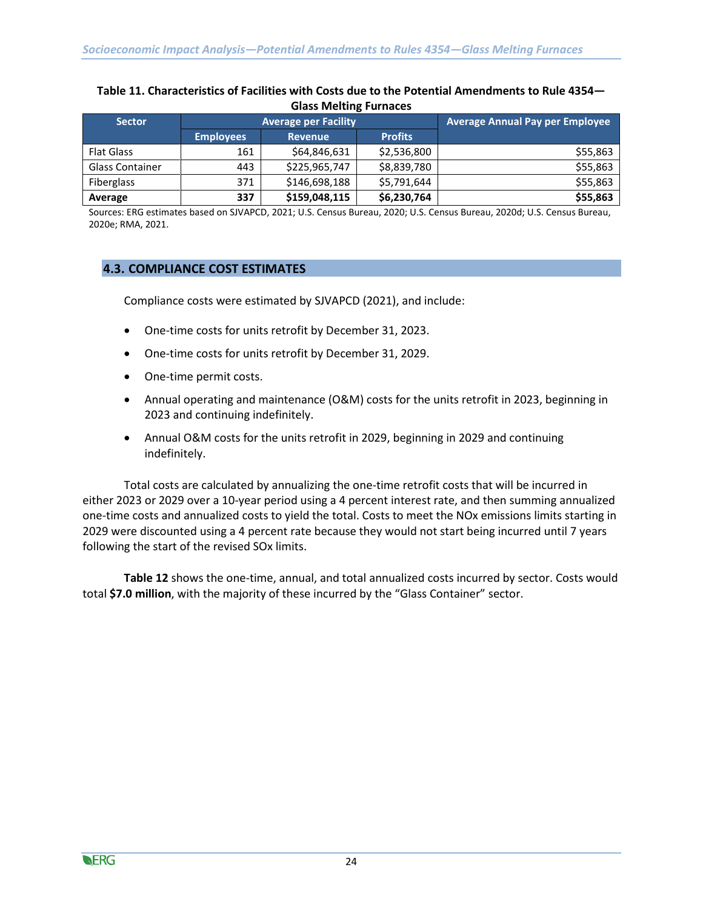**Table 11. Characteristics of Facilities with Costs due to the Potential Amendments to Rule 4354—Glass Melting Furnaces**

| Sector | Average per Facility | | | Average Annual Pay per Employee |
|---|---|---|---|---|
| | Employees | Revenue | Profits | |
| Flat Glass | 161 | $64,846,631 | $2,536,800 | $55,863 |
| Glass Container | 443 | $225,965,747 | $8,839,780 | $55,863 |
| Fiberglass | 371 | $146,698,188 | $5,791,644 | $55,863 |
| **Average** | **337** | **$159,048,115** | **$6,230,764** | **$55,863** |

Sources: ERG estimates based on SJVAPCD, 2021; U.S. Census Bureau, 2020; U.S. Census Bureau, 2020d; U.S. Census Bureau, 2020e; RMA, 2021.

## 4.3. COMPLIANCE COST ESTIMATES

Compliance costs were estimated by SJVAPCD (2021), and include:

- One-time costs for units retrofit by December 31, 2023.
- One-time costs for units retrofit by December 31, 2029.
- One-time permit costs.
- Annual operating and maintenance (O&M) costs for the units retrofit in 2023, beginning in 2023 and continuing indefinitely.
- Annual O&M costs for the units retrofit in 2029, beginning in 2029 and continuing indefinitely.

Total costs are calculated by annualizing the one-time retrofit costs that will be incurred in either 2023 or 2029 over a 10-year period using a 4 percent interest rate, and then summing annualized one-time costs and annualized costs to yield the total. Costs to meet the NOx emissions limits starting in 2029 were discounted using a 4 percent rate because they would not start being incurred until 7 years following the start of the revised SOx limits.

**Table 12** shows the one-time, annual, and total annualized costs incurred by sector. Costs would total **$7.0 million**, with the majority of these incurred by the "Glass Container" sector.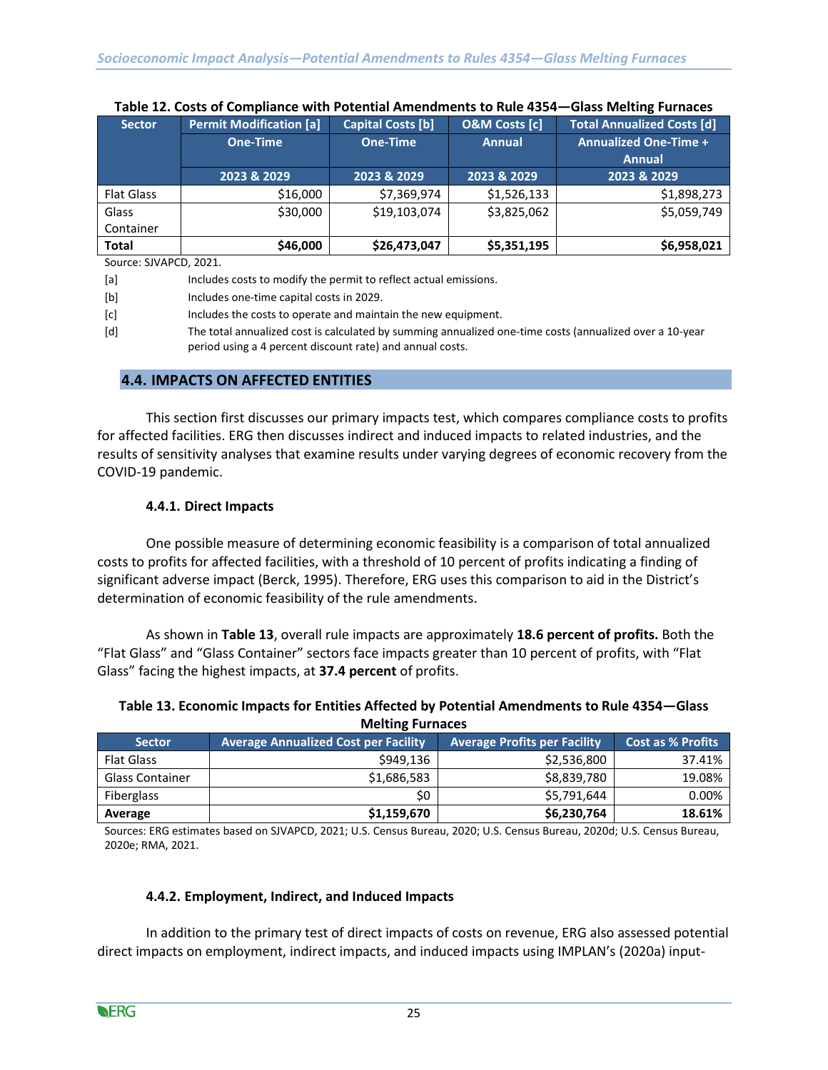**Table 12. Costs of Compliance with Potential Amendments to Rule 4354—Glass Melting Furnaces**

| Sector | Permit Modification [a] | Capital Costs [b] | O&M Costs [c] | Total Annualized Costs [d] |
|---|---|---|---|---|
| | One-Time | One-Time | Annual | Annualized One-Time + Annual |
| | 2023 & 2029 | 2023 & 2029 | 2023 & 2029 | 2023 & 2029 |
| Flat Glass | $16,000 | $7,369,974 | $1,526,133 | $1,898,273 |
| Glass Container | $30,000 | $19,103,074 | $3,825,062 | $5,059,749 |
| **Total** | **$46,000** | **$26,473,047** | **$5,351,195** | **$6,958,021** |

Source: SJVAPCD, 2021.

[a] Includes costs to modify the permit to reflect actual emissions.

[b] Includes one-time capital costs in 2029.

[c] Includes the costs to operate and maintain the new equipment.

[d] The total annualized cost is calculated by summing annualized one-time costs (annualized over a 10-year period using a 4 percent discount rate) and annual costs.

## 4.4. IMPACTS ON AFFECTED ENTITIES

This section first discusses our primary impacts test, which compares compliance costs to profits for affected facilities. ERG then discusses indirect and induced impacts to related industries, and the results of sensitivity analyses that examine results under varying degrees of economic recovery from the COVID-19 pandemic.

### 4.4.1. Direct Impacts

One possible measure of determining economic feasibility is a comparison of total annualized costs to profits for affected facilities, with a threshold of 10 percent of profits indicating a finding of significant adverse impact (Berck, 1995). Therefore, ERG uses this comparison to aid in the District's determination of economic feasibility of the rule amendments.

As shown in **Table 13**, overall rule impacts are approximately **18.6 percent of profits.** Both the "Flat Glass" and "Glass Container" sectors face impacts greater than 10 percent of profits, with "Flat Glass" facing the highest impacts, at **37.4 percent** of profits.

**Table 13. Economic Impacts for Entities Affected by Potential Amendments to Rule 4354—Glass Melting Furnaces**

| Sector | Average Annualized Cost per Facility | Average Profits per Facility | Cost as % Profits |
|---|---|---|---|
| Flat Glass | $949,136 | $2,536,800 | 37.41% |
| Glass Container | $1,686,583 | $8,839,780 | 19.08% |
| Fiberglass | $0 | $5,791,644 | 0.00% |
| **Average** | **$1,159,670** | **$6,230,764** | **18.61%** |

Sources: ERG estimates based on SJVAPCD, 2021; U.S. Census Bureau, 2020; U.S. Census Bureau, 2020d; U.S. Census Bureau, 2020e; RMA, 2021.

### 4.4.2. Employment, Indirect, and Induced Impacts

In addition to the primary test of direct impacts of costs on revenue, ERG also assessed potential direct impacts on employment, indirect impacts, and induced impacts using IMPLAN's (2020a) input-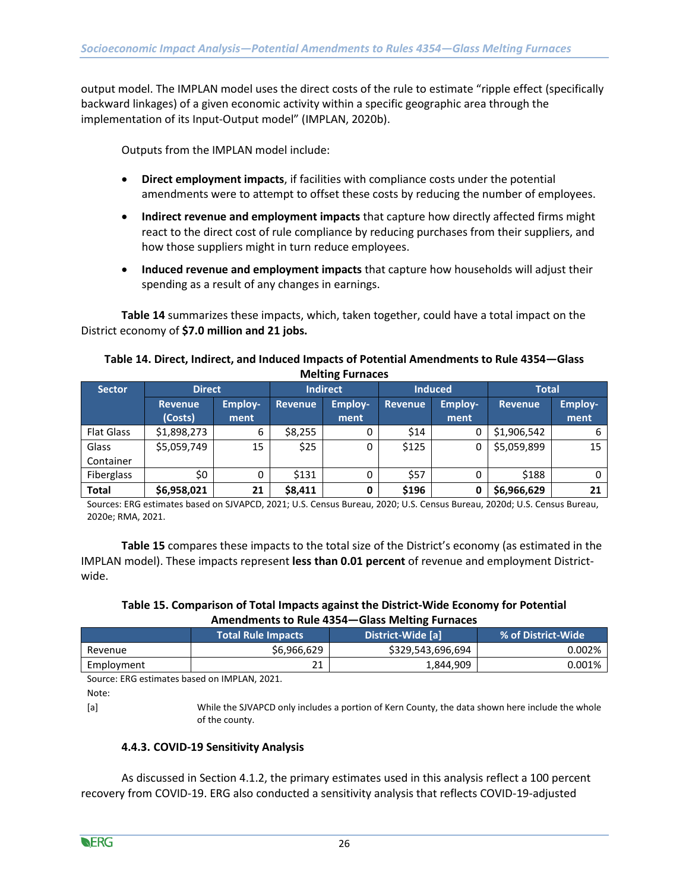output model. The IMPLAN model uses the direct costs of the rule to estimate "ripple effect (specifically backward linkages) of a given economic activity within a specific geographic area through the implementation of its Input-Output model" (IMPLAN, 2020b).

Outputs from the IMPLAN model include:

- **Direct employment impacts**, if facilities with compliance costs under the potential amendments were to attempt to offset these costs by reducing the number of employees.
- **Indirect revenue and employment impacts** that capture how directly affected firms might react to the direct cost of rule compliance by reducing purchases from their suppliers, and how those suppliers might in turn reduce employees.
- **Induced revenue and employment impacts** that capture how households will adjust their spending as a result of any changes in earnings.

**Table 14** summarizes these impacts, which, taken together, could have a total impact on the District economy of **$7.0 million and 21 jobs.**

**Table 14. Direct, Indirect, and Induced Impacts of Potential Amendments to Rule 4354—Glass Melting Furnaces**

| Sector | Direct | | Indirect | | Induced | | Total | |
|---|---|---|---|---|---|---|---|---|
| | Revenue (Costs) | Employ-ment | Revenue | Employ-ment | Revenue | Employ-ment | Revenue | Employ-ment |
| Flat Glass | $1,898,273 | 6 | $8,255 | 0 | $14 | 0 | $1,906,542 | 6 |
| Glass Container | $5,059,749 | 15 | $25 | 0 | $125 | 0 | $5,059,899 | 15 |
| Fiberglass | $0 | 0 | $131 | 0 | $57 | 0 | $188 | 0 |
| **Total** | **$6,958,021** | **21** | **$8,411** | **0** | **$196** | **0** | **$6,966,629** | **21** |

Sources: ERG estimates based on SJVAPCD, 2021; U.S. Census Bureau, 2020; U.S. Census Bureau, 2020d; U.S. Census Bureau, 2020e; RMA, 2021.

**Table 15** compares these impacts to the total size of the District's economy (as estimated in the IMPLAN model). These impacts represent **less than 0.01 percent** of revenue and employment District-wide.

**Table 15. Comparison of Total Impacts against the District-Wide Economy for Potential Amendments to Rule 4354—Glass Melting Furnaces**

| | Total Rule Impacts | District-Wide [a] | % of District-Wide |
|---|---|---|---|
| Revenue | $6,966,629 | $329,543,696,694 | 0.002% |
| Employment | 21 | 1,844,909 | 0.001% |

Source: ERG estimates based on IMPLAN, 2021.

Note:

[a] While the SJVAPCD only includes a portion of Kern County, the data shown here include the whole of the county.

#### 4.4.3. COVID-19 Sensitivity Analysis

As discussed in Section 4.1.2, the primary estimates used in this analysis reflect a 100 percent recovery from COVID-19. ERG also conducted a sensitivity analysis that reflects COVID-19-adjusted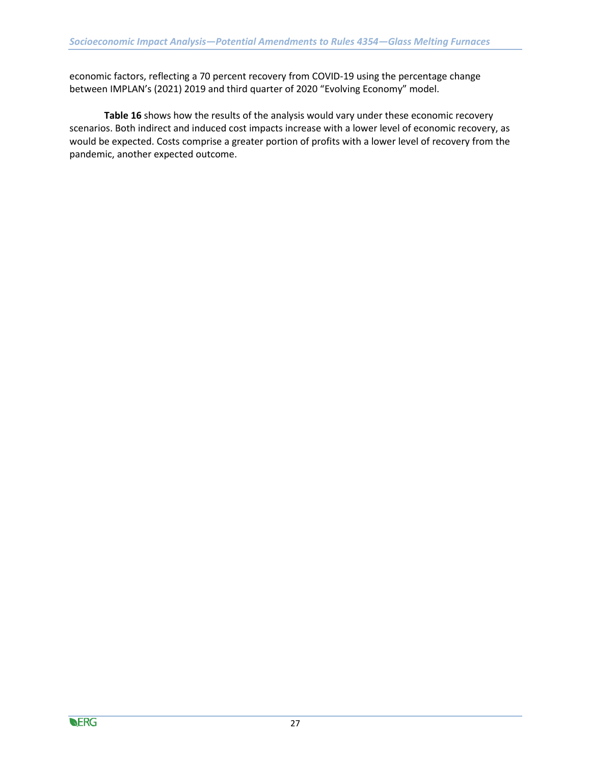economic factors, reflecting a 70 percent recovery from COVID-19 using the percentage change between IMPLAN's (2021) 2019 and third quarter of 2020 "Evolving Economy" model.

**Table 16** shows how the results of the analysis would vary under these economic recovery scenarios. Both indirect and induced cost impacts increase with a lower level of economic recovery, as would be expected. Costs comprise a greater portion of profits with a lower level of recovery from the pandemic, another expected outcome.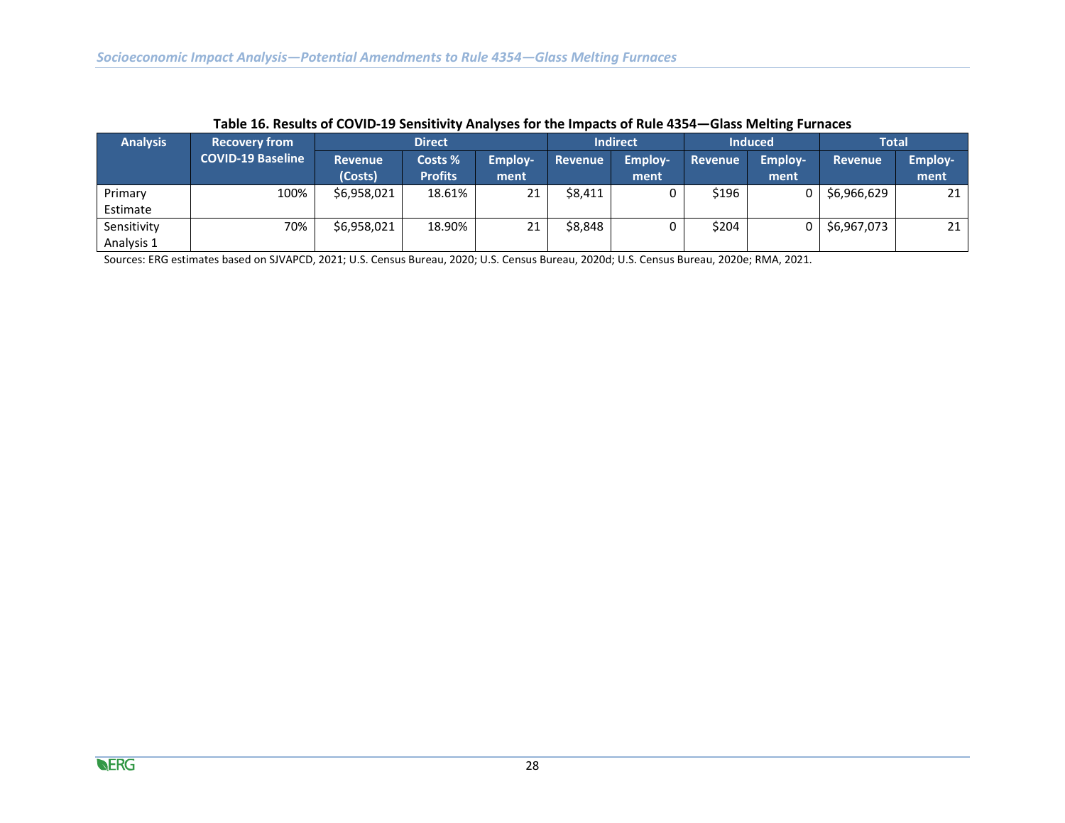**Table 16. Results of COVID-19 Sensitivity Analyses for the Impacts of Rule 4354—Glass Melting Furnaces**

| Analysis | Recovery from COVID-19 Baseline | Direct | | | Indirect | | Induced | | Total | |
|---|---|---|---|---|---|---|---|---|---|---|
| | | Revenue (Costs) | Costs % Profits | Employ-ment | Revenue | Employ-ment | Revenue | Employ-ment | Revenue | Employ-ment |
| Primary Estimate | 100% | $6,958,021 | 18.61% | 21 | $8,411 | 0 | $196 | 0 | $6,966,629 | 21 |
| Sensitivity Analysis 1 | 70% | $6,958,021 | 18.90% | 21 | $8,848 | 0 | $204 | 0 | $6,967,073 | 21 |

Sources: ERG estimates based on SJVAPCD, 2021; U.S. Census Bureau, 2020; U.S. Census Bureau, 2020d; U.S. Census Bureau, 2020e; RMA, 2021.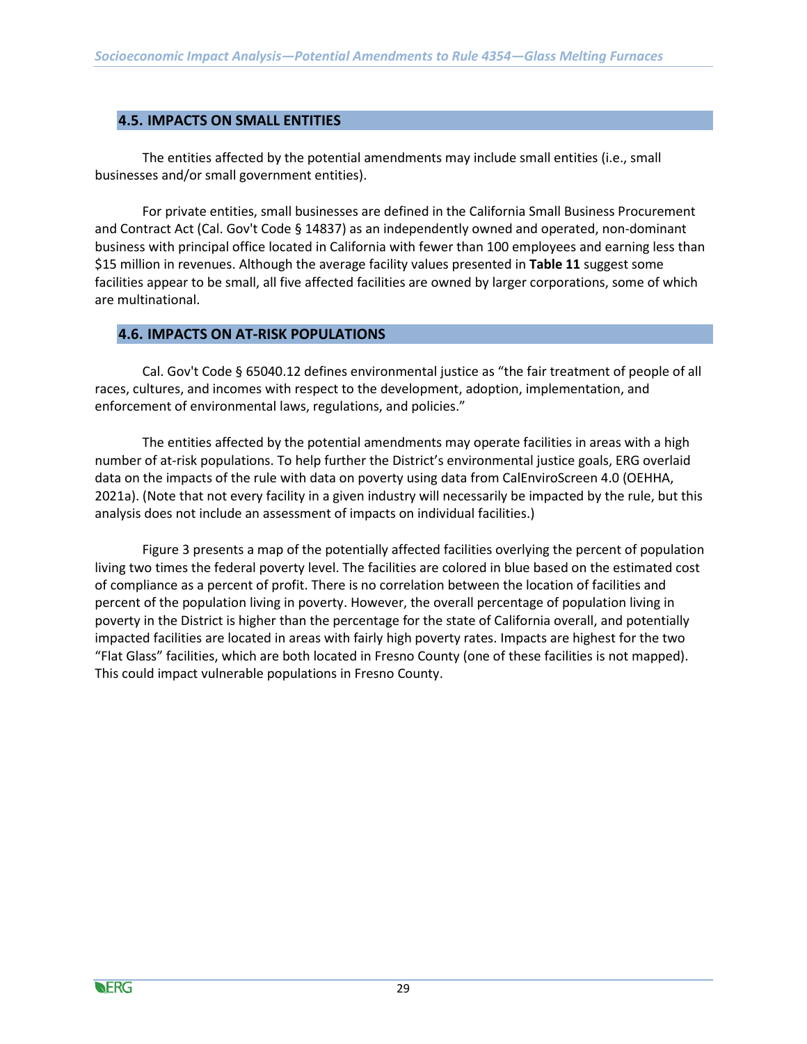## 4.5. IMPACTS ON SMALL ENTITIES

The entities affected by the potential amendments may include small entities (i.e., small businesses and/or small government entities).

For private entities, small businesses are defined in the California Small Business Procurement and Contract Act (Cal. Gov't Code § 14837) as an independently owned and operated, non-dominant business with principal office located in California with fewer than 100 employees and earning less than $15 million in revenues. Although the average facility values presented in **Table 11** suggest some facilities appear to be small, all five affected facilities are owned by larger corporations, some of which are multinational.

## 4.6. IMPACTS ON AT-RISK POPULATIONS

Cal. Gov't Code § 65040.12 defines environmental justice as "the fair treatment of people of all races, cultures, and incomes with respect to the development, adoption, implementation, and enforcement of environmental laws, regulations, and policies."

The entities affected by the potential amendments may operate facilities in areas with a high number of at-risk populations. To help further the District's environmental justice goals, ERG overlaid data on the impacts of the rule with data on poverty using data from CalEnviroScreen 4.0 (OEHHA, 2021a). (Note that not every facility in a given industry will necessarily be impacted by the rule, but this analysis does not include an assessment of impacts on individual facilities.)

Figure 3 presents a map of the potentially affected facilities overlying the percent of population living two times the federal poverty level. The facilities are colored in blue based on the estimated cost of compliance as a percent of profit. There is no correlation between the location of facilities and percent of the population living in poverty. However, the overall percentage of population living in poverty in the District is higher than the percentage for the state of California overall, and potentially impacted facilities are located in areas with fairly high poverty rates. Impacts are highest for the two "Flat Glass" facilities, which are both located in Fresno County (one of these facilities is not mapped). This could impact vulnerable populations in Fresno County.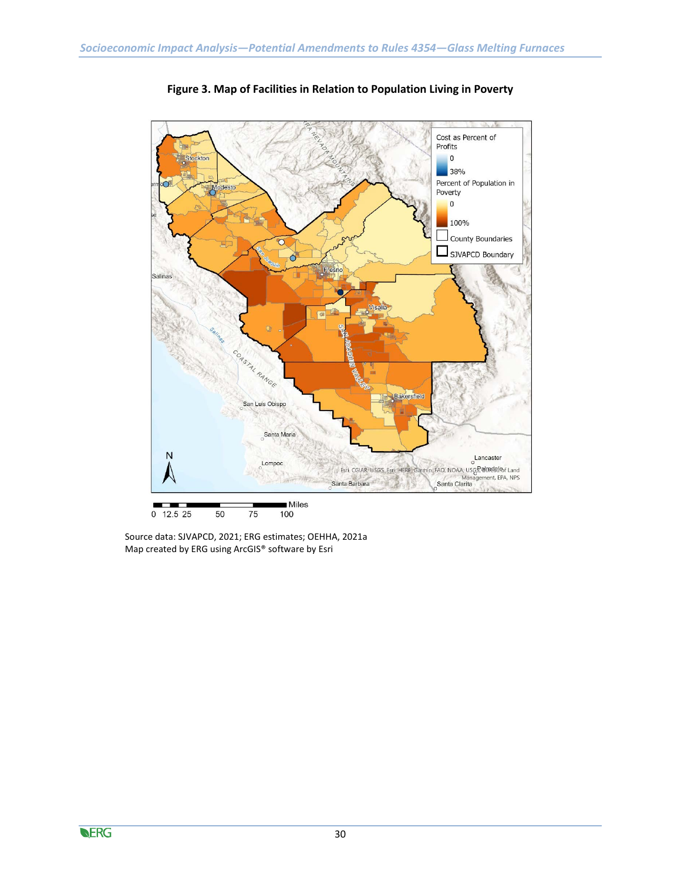**Figure 3. Map of Facilities in Relation to Population Living in Poverty**

Source data: SJVAPCD, 2021; ERG estimates; OEHHA, 2021a
Map created by ERG using ArcGIS® software by Esri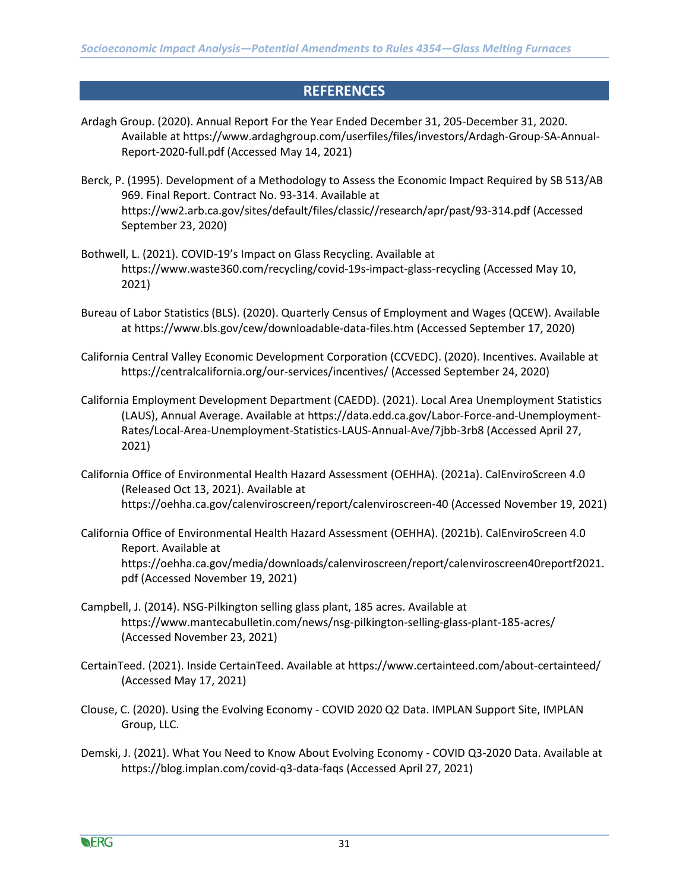# REFERENCES

Ardagh Group. (2020). Annual Report For the Year Ended December 31, 205-December 31, 2020. Available at https://www.ardaghgroup.com/userfiles/files/investors/Ardagh-Group-SA-Annual-Report-2020-full.pdf (Accessed May 14, 2021)

Berck, P. (1995). Development of a Methodology to Assess the Economic Impact Required by SB 513/AB 969. Final Report. Contract No. 93-314. Available at https://ww2.arb.ca.gov/sites/default/files/classic//research/apr/past/93-314.pdf (Accessed September 23, 2020)

Bothwell, L. (2021). COVID-19's Impact on Glass Recycling. Available at https://www.waste360.com/recycling/covid-19s-impact-glass-recycling (Accessed May 10, 2021)

Bureau of Labor Statistics (BLS). (2020). Quarterly Census of Employment and Wages (QCEW). Available at https://www.bls.gov/cew/downloadable-data-files.htm (Accessed September 17, 2020)

California Central Valley Economic Development Corporation (CCVEDC). (2020). Incentives. Available at https://centralcalifornia.org/our-services/incentives/ (Accessed September 24, 2020)

California Employment Development Department (CAEDD). (2021). Local Area Unemployment Statistics (LAUS), Annual Average. Available at https://data.edd.ca.gov/Labor-Force-and-Unemployment-Rates/Local-Area-Unemployment-Statistics-LAUS-Annual-Ave/7jbb-3rb8 (Accessed April 27, 2021)

California Office of Environmental Health Hazard Assessment (OEHHA). (2021a). CalEnviroScreen 4.0 (Released Oct 13, 2021). Available at https://oehha.ca.gov/calenviroscreen/report/calenviroscreen-40 (Accessed November 19, 2021)

California Office of Environmental Health Hazard Assessment (OEHHA). (2021b). CalEnviroScreen 4.0 Report. Available at https://oehha.ca.gov/media/downloads/calenviroscreen/report/calenviroscreen40reportf2021.pdf (Accessed November 19, 2021)

Campbell, J. (2014). NSG-Pilkington selling glass plant, 185 acres. Available at https://www.mantecabulletin.com/news/nsg-pilkington-selling-glass-plant-185-acres/ (Accessed November 23, 2021)

CertainTeed. (2021). Inside CertainTeed. Available at https://www.certainteed.com/about-certainteed/ (Accessed May 17, 2021)

Clouse, C. (2020). Using the Evolving Economy - COVID 2020 Q2 Data. IMPLAN Support Site, IMPLAN Group, LLC.

Demski, J. (2021). What You Need to Know About Evolving Economy - COVID Q3-2020 Data. Available at https://blog.implan.com/covid-q3-data-faqs (Accessed April 27, 2021)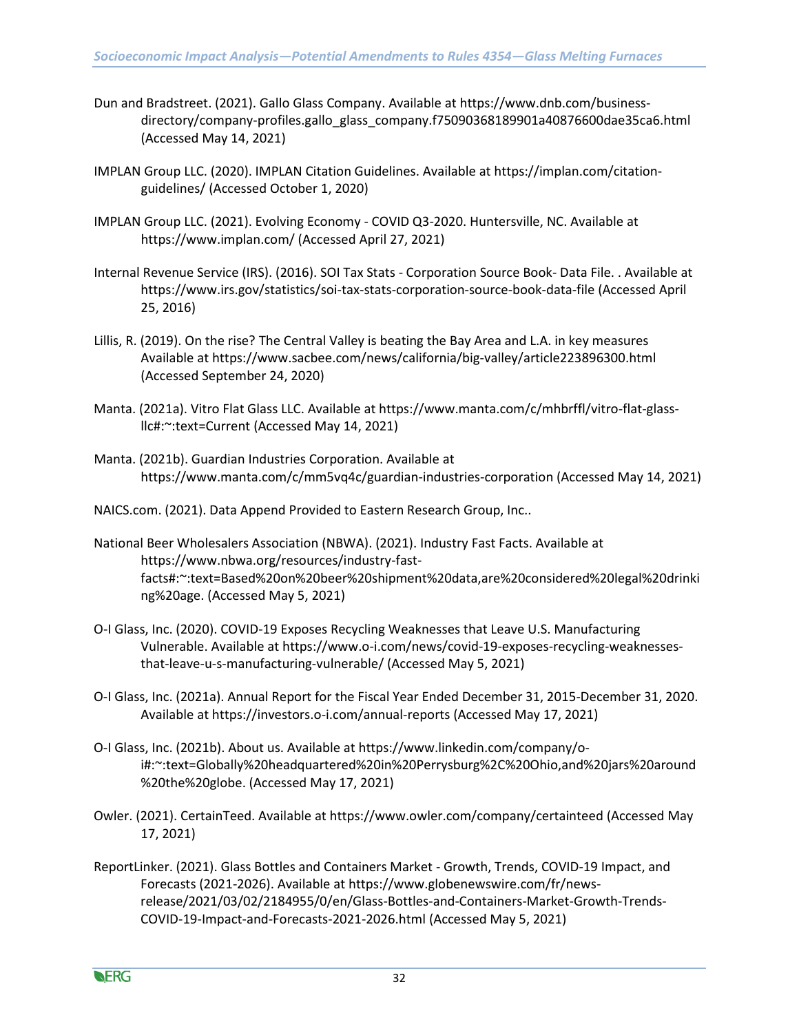Dun and Bradstreet. (2021). Gallo Glass Company. Available at https://www.dnb.com/business-directory/company-profiles.gallo_glass_company.f75090368189901a40876600dae35ca6.html (Accessed May 14, 2021)

IMPLAN Group LLC. (2020). IMPLAN Citation Guidelines. Available at https://implan.com/citation-guidelines/ (Accessed October 1, 2020)

IMPLAN Group LLC. (2021). Evolving Economy - COVID Q3-2020. Huntersville, NC. Available at https://www.implan.com/ (Accessed April 27, 2021)

Internal Revenue Service (IRS). (2016). SOI Tax Stats - Corporation Source Book- Data File. . Available at https://www.irs.gov/statistics/soi-tax-stats-corporation-source-book-data-file (Accessed April 25, 2016)

Lillis, R. (2019). On the rise? The Central Valley is beating the Bay Area and L.A. in key measures Available at https://www.sacbee.com/news/california/big-valley/article223896300.html (Accessed September 24, 2020)

Manta. (2021a). Vitro Flat Glass LLC. Available at https://www.manta.com/c/mhbrffl/vitro-flat-glass-llc#:~:text=Current (Accessed May 14, 2021)

Manta. (2021b). Guardian Industries Corporation. Available at https://www.manta.com/c/mm5vq4c/guardian-industries-corporation (Accessed May 14, 2021)

NAICS.com. (2021). Data Append Provided to Eastern Research Group, Inc..

National Beer Wholesalers Association (NBWA). (2021). Industry Fast Facts. Available at https://www.nbwa.org/resources/industry-fast-facts#:~:text=Based%20on%20beer%20shipment%20data,are%20considered%20legal%20drinking%20age. (Accessed May 5, 2021)

O-I Glass, Inc. (2020). COVID-19 Exposes Recycling Weaknesses that Leave U.S. Manufacturing Vulnerable. Available at https://www.o-i.com/news/covid-19-exposes-recycling-weaknesses-that-leave-u-s-manufacturing-vulnerable/ (Accessed May 5, 2021)

O-I Glass, Inc. (2021a). Annual Report for the Fiscal Year Ended December 31, 2015-December 31, 2020. Available at https://investors.o-i.com/annual-reports (Accessed May 17, 2021)

O-I Glass, Inc. (2021b). About us. Available at https://www.linkedin.com/company/o-i#:~:text=Globally%20headquartered%20in%20Perrysburg%2C%20Ohio,and%20jars%20around%20the%20globe. (Accessed May 17, 2021)

Owler. (2021). CertainTeed. Available at https://www.owler.com/company/certainteed (Accessed May 17, 2021)

ReportLinker. (2021). Glass Bottles and Containers Market - Growth, Trends, COVID-19 Impact, and Forecasts (2021-2026). Available at https://www.globenewswire.com/fr/news-release/2021/03/02/2184955/0/en/Glass-Bottles-and-Containers-Market-Growth-Trends-COVID-19-Impact-and-Forecasts-2021-2026.html (Accessed May 5, 2021)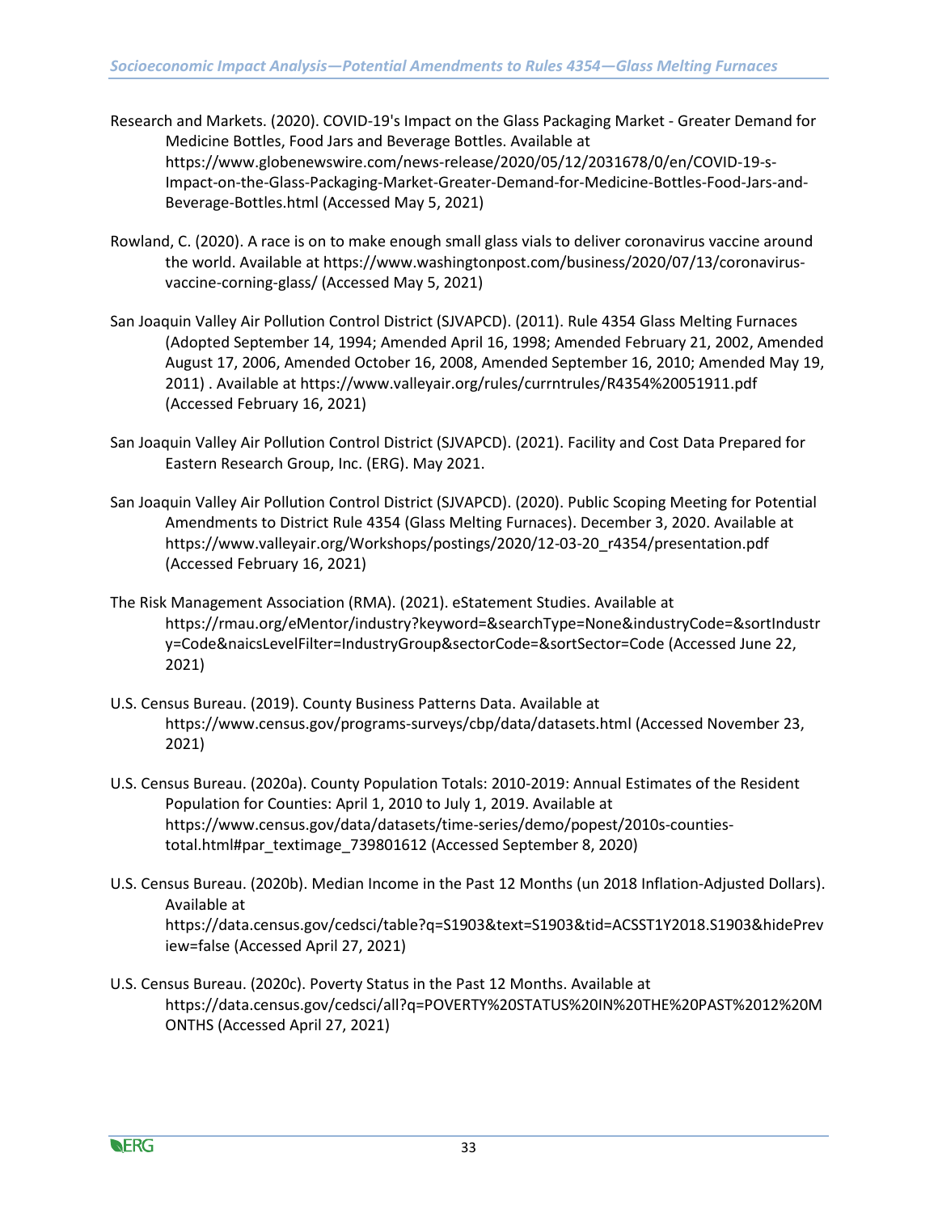Research and Markets. (2020). COVID-19's Impact on the Glass Packaging Market - Greater Demand for Medicine Bottles, Food Jars and Beverage Bottles. Available at https://www.globenewswire.com/news-release/2020/05/12/2031678/0/en/COVID-19-s-Impact-on-the-Glass-Packaging-Market-Greater-Demand-for-Medicine-Bottles-Food-Jars-and-Beverage-Bottles.html (Accessed May 5, 2021)

Rowland, C. (2020). A race is on to make enough small glass vials to deliver coronavirus vaccine around the world. Available at https://www.washingtonpost.com/business/2020/07/13/coronavirus-vaccine-corning-glass/ (Accessed May 5, 2021)

San Joaquin Valley Air Pollution Control District (SJVAPCD). (2011). Rule 4354 Glass Melting Furnaces (Adopted September 14, 1994; Amended April 16, 1998; Amended February 21, 2002, Amended August 17, 2006, Amended October 16, 2008, Amended September 16, 2010; Amended May 19, 2011) . Available at https://www.valleyair.org/rules/currntrules/R4354%20051911.pdf (Accessed February 16, 2021)

San Joaquin Valley Air Pollution Control District (SJVAPCD). (2021). Facility and Cost Data Prepared for Eastern Research Group, Inc. (ERG). May 2021.

San Joaquin Valley Air Pollution Control District (SJVAPCD). (2020). Public Scoping Meeting for Potential Amendments to District Rule 4354 (Glass Melting Furnaces). December 3, 2020. Available at https://www.valleyair.org/Workshops/postings/2020/12-03-20_r4354/presentation.pdf (Accessed February 16, 2021)

The Risk Management Association (RMA). (2021). eStatement Studies. Available at https://rmau.org/eMentor/industry?keyword=&searchType=None&industryCode=&sortIndustry=Code&naicsLevelFilter=IndustryGroup&sectorCode=&sortSector=Code (Accessed June 22, 2021)

U.S. Census Bureau. (2019). County Business Patterns Data. Available at https://www.census.gov/programs-surveys/cbp/data/datasets.html (Accessed November 23, 2021)

U.S. Census Bureau. (2020a). County Population Totals: 2010-2019: Annual Estimates of the Resident Population for Counties: April 1, 2010 to July 1, 2019. Available at https://www.census.gov/data/datasets/time-series/demo/popest/2010s-counties-total.html#par_textimage_739801612 (Accessed September 8, 2020)

U.S. Census Bureau. (2020b). Median Income in the Past 12 Months (un 2018 Inflation-Adjusted Dollars). Available at https://data.census.gov/cedsci/table?q=S1903&text=S1903&tid=ACSST1Y2018.S1903&hidePreview=false (Accessed April 27, 2021)

U.S. Census Bureau. (2020c). Poverty Status in the Past 12 Months. Available at https://data.census.gov/cedsci/all?q=POVERTY%20STATUS%20IN%20THE%20PAST%2012%20MONTHS (Accessed April 27, 2021)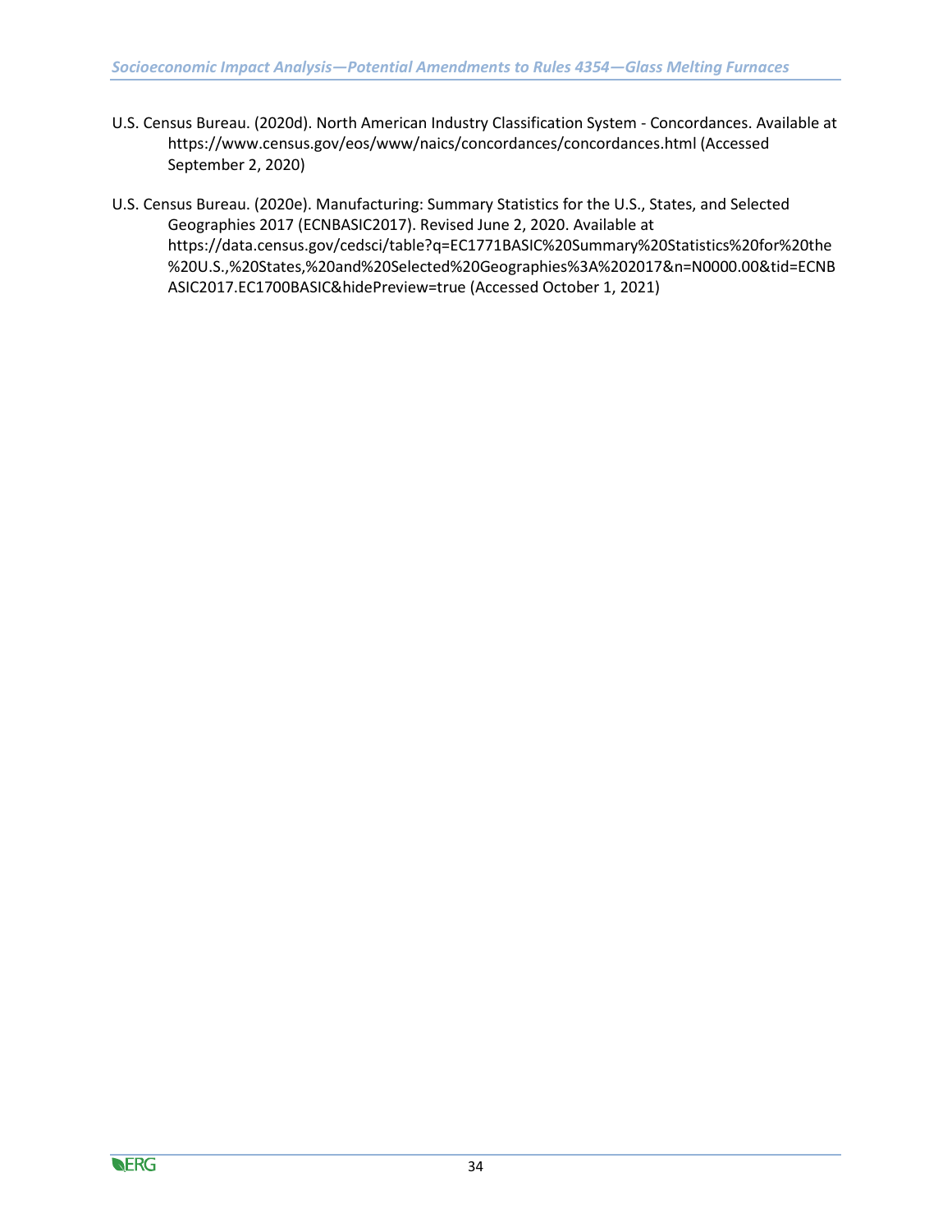U.S. Census Bureau. (2020d). North American Industry Classification System - Concordances. Available at https://www.census.gov/eos/www/naics/concordances/concordances.html (Accessed September 2, 2020)

U.S. Census Bureau. (2020e). Manufacturing: Summary Statistics for the U.S., States, and Selected Geographies 2017 (ECNBASIC2017). Revised June 2, 2020. Available at https://data.census.gov/cedsci/table?q=EC1771BASIC%20Summary%20Statistics%20for%20the%20U.S.,%20States,%20and%20Selected%20Geographies%3A%202017&n=N0000.00&tid=ECNBASIC2017.EC1700BASIC&hidePreview=true (Accessed October 1, 2021)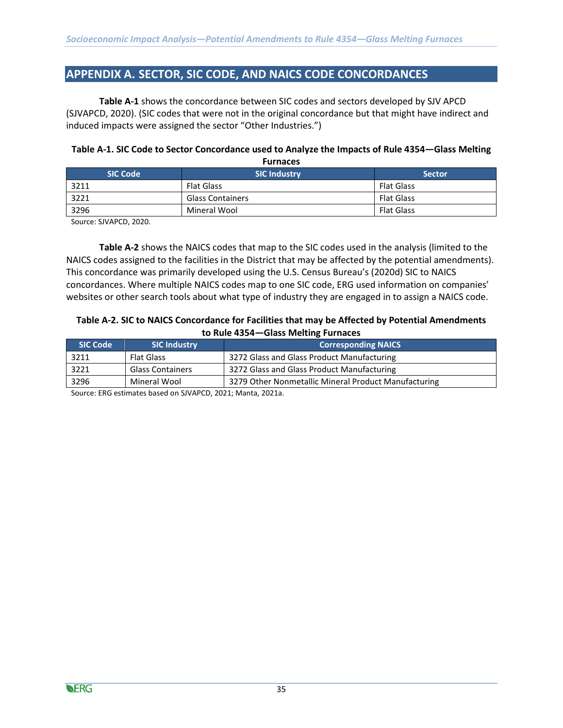## APPENDIX A. SECTOR, SIC CODE, AND NAICS CODE CONCORDANCES

**Table A-1** shows the concordance between SIC codes and sectors developed by SJV APCD (SJVAPCD, 2020). (SIC codes that were not in the original concordance but that might have indirect and induced impacts were assigned the sector "Other Industries.")

**Table A-1. SIC Code to Sector Concordance used to Analyze the Impacts of Rule 4354—Glass Melting Furnaces**

| SIC Code | SIC Industry | Sector |
|---|---|---|
| 3211 | Flat Glass | Flat Glass |
| 3221 | Glass Containers | Flat Glass |
| 3296 | Mineral Wool | Flat Glass |

Source: SJVAPCD, 2020.

**Table A-2** shows the NAICS codes that map to the SIC codes used in the analysis (limited to the NAICS codes assigned to the facilities in the District that may be affected by the potential amendments). This concordance was primarily developed using the U.S. Census Bureau's (2020d) SIC to NAICS concordances. Where multiple NAICS codes map to one SIC code, ERG used information on companies' websites or other search tools about what type of industry they are engaged in to assign a NAICS code.

**Table A-2. SIC to NAICS Concordance for Facilities that may be Affected by Potential Amendments to Rule 4354—Glass Melting Furnaces**

| SIC Code | SIC Industry | Corresponding NAICS |
|---|---|---|
| 3211 | Flat Glass | 3272 Glass and Glass Product Manufacturing |
| 3221 | Glass Containers | 3272 Glass and Glass Product Manufacturing |
| 3296 | Mineral Wool | 3279 Other Nonmetallic Mineral Product Manufacturing |

Source: ERG estimates based on SJVAPCD, 2021; Manta, 2021a.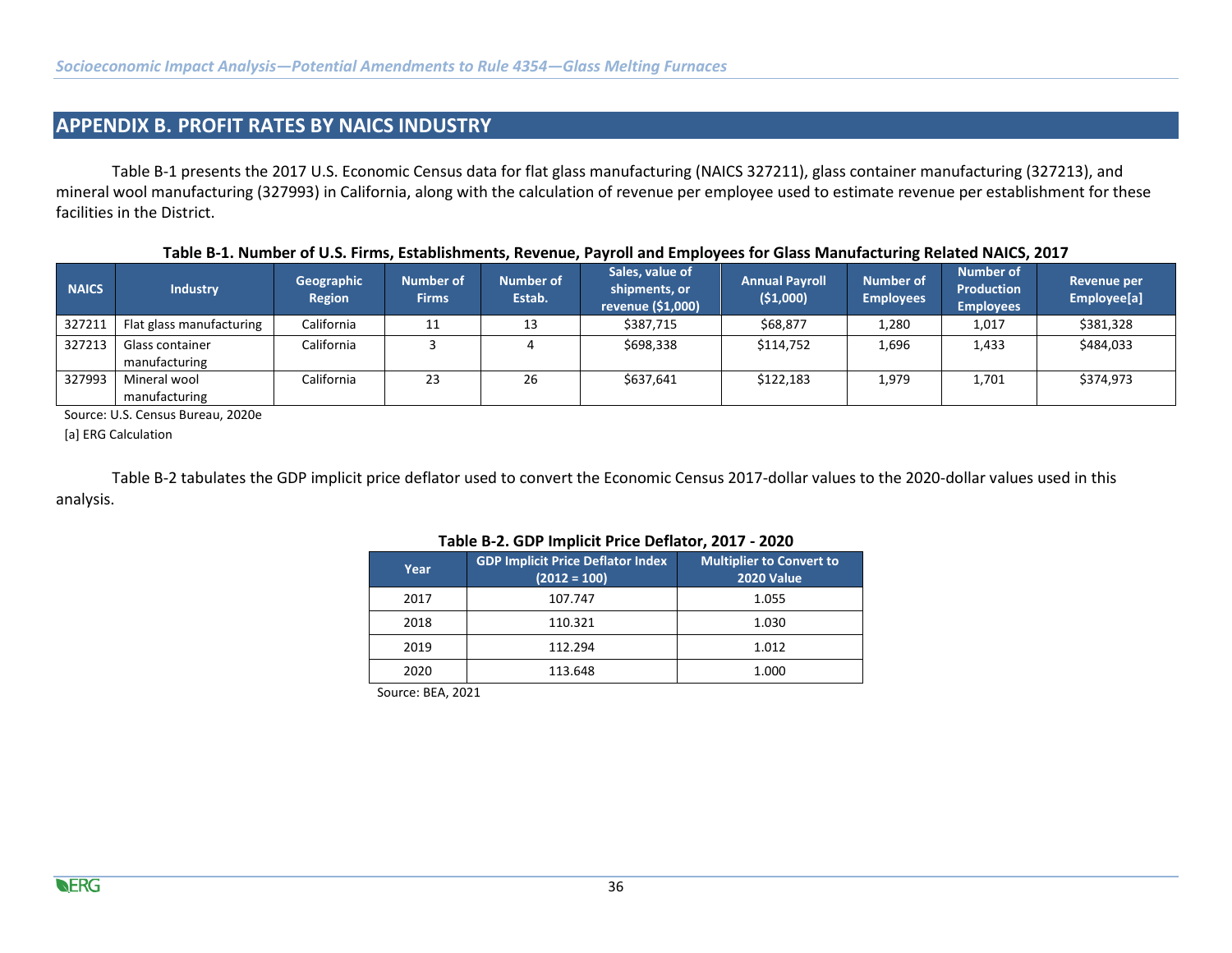## APPENDIX B. PROFIT RATES BY NAICS INDUSTRY

Table B-1 presents the 2017 U.S. Economic Census data for flat glass manufacturing (NAICS 327211), glass container manufacturing (327213), and mineral wool manufacturing (327993) in California, along with the calculation of revenue per employee used to estimate revenue per establishment for these facilities in the District.

**Table B-1. Number of U.S. Firms, Establishments, Revenue, Payroll and Employees for Glass Manufacturing Related NAICS, 2017**

| NAICS | Industry | Geographic Region | Number of Firms | Number of Estab. | Sales, value of shipments, or revenue ($1,000) | Annual Payroll ($1,000) | Number of Employees | Number of Production Employees | Revenue per Employee[a] |
|---|---|---|---|---|---|---|---|---|---|
| 327211 | Flat glass manufacturing | California | 11 | 13 | $387,715 | $68,877 | 1,280 | 1,017 | $381,328 |
| 327213 | Glass container manufacturing | California | 3 | 4 | $698,338 | $114,752 | 1,696 | 1,433 | $484,033 |
| 327993 | Mineral wool manufacturing | California | 23 | 26 | $637,641 | $122,183 | 1,979 | 1,701 | $374,973 |

Source: U.S. Census Bureau, 2020e

[a] ERG Calculation

Table B-2 tabulates the GDP implicit price deflator used to convert the Economic Census 2017-dollar values to the 2020-dollar values used in this analysis.

**Table B-2. GDP Implicit Price Deflator, 2017 - 2020**

| Year | GDP Implicit Price Deflator Index (2012 = 100) | Multiplier to Convert to 2020 Value |
|---|---|---|
| 2017 | 107.747 | 1.055 |
| 2018 | 110.321 | 1.030 |
| 2019 | 112.294 | 1.012 |
| 2020 | 113.648 | 1.000 |

Source: BEA, 2021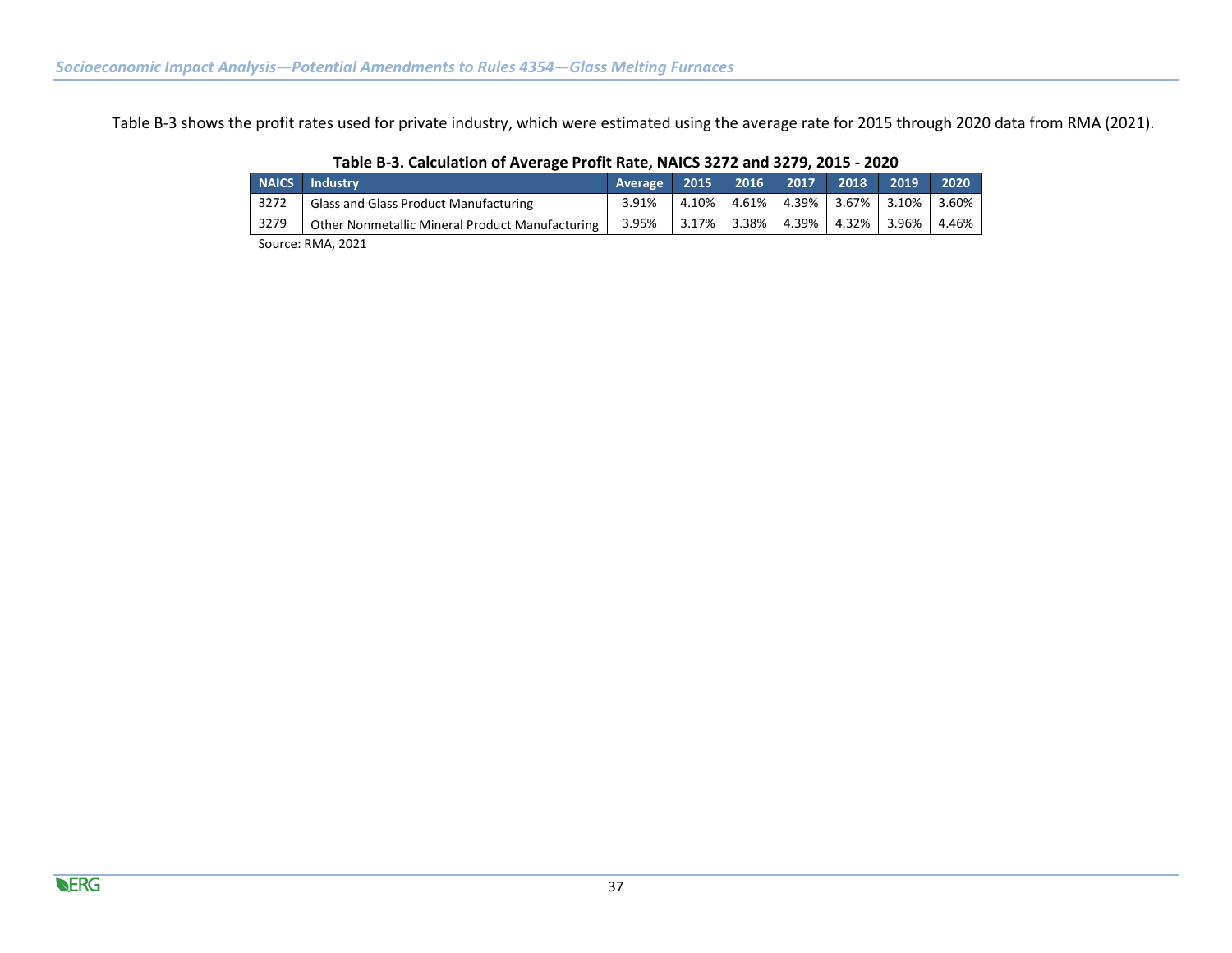Table B-3 shows the profit rates used for private industry, which were estimated using the average rate for 2015 through 2020 data from RMA (2021).

**Table B-3. Calculation of Average Profit Rate, NAICS 3272 and 3279, 2015 - 2020**

| NAICS | Industry | Average | 2015 | 2016 | 2017 | 2018 | 2019 | 2020 |
|---|---|---|---|---|---|---|---|---|
| 3272 | Glass and Glass Product Manufacturing | 3.91% | 4.10% | 4.61% | 4.39% | 3.67% | 3.10% | 3.60% |
| 3279 | Other Nonmetallic Mineral Product Manufacturing | 3.95% | 3.17% | 3.38% | 4.39% | 4.32% | 3.96% | 4.46% |

Source: RMA, 2021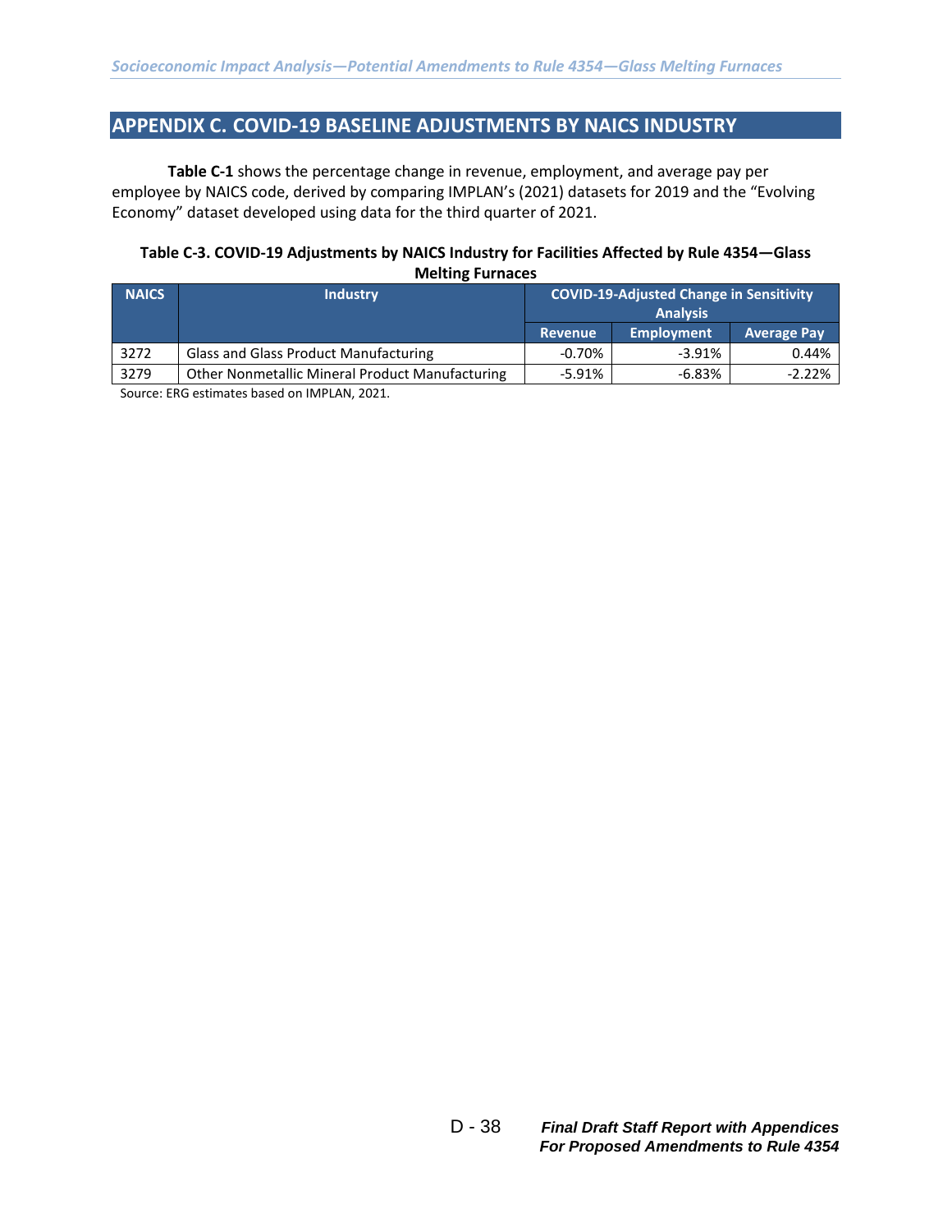## APPENDIX C. COVID-19 BASELINE ADJUSTMENTS BY NAICS INDUSTRY

**Table C-1** shows the percentage change in revenue, employment, and average pay per employee by NAICS code, derived by comparing IMPLAN's (2021) datasets for 2019 and the "Evolving Economy" dataset developed using data for the third quarter of 2021.

**Table C-3. COVID-19 Adjustments by NAICS Industry for Facilities Affected by Rule 4354—Glass Melting Furnaces**

| NAICS | Industry | COVID-19-Adjusted Change in Sensitivity Analysis | | |
|---|---|---|---|---|
| | | Revenue | Employment | Average Pay |
| 3272 | Glass and Glass Product Manufacturing | -0.70% | -3.91% | 0.44% |
| 3279 | Other Nonmetallic Mineral Product Manufacturing | -5.91% | -6.83% | -2.22% |

Source: ERG estimates based on IMPLAN, 2021.